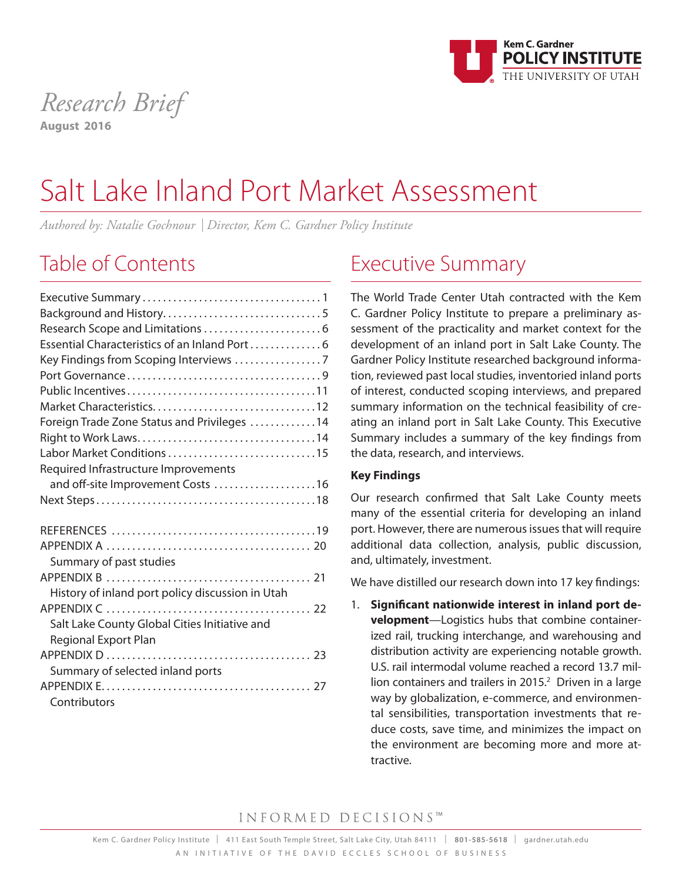Kem C. Gardner POLICY INSTITUTE
THE UNIVERSITY OF UTAH

*Research Brief*
**August 2016**

# Salt Lake Inland Port Market Assessment

*Authored by: Natalie Gochnour | Director, Kem C. Gardner Policy Institute*

## Table of Contents

| | |
|---|---|
| Executive Summary | 1 |
| Background and History | 5 |
| Research Scope and Limitations | 6 |
| Essential Characteristics of an Inland Port | 6 |
| Key Findings from Scoping Interviews | 7 |
| Port Governance | 9 |
| Public Incentives | 11 |
| Market Characteristics | 12 |
| Foreign Trade Zone Status and Privileges | 14 |
| Right to Work Laws | 14 |
| Labor Market Conditions | 15 |
| Required Infrastructure Improvements and off-site Improvement Costs | 16 |
| Next Steps | 18 |
| REFERENCES | 19 |
| APPENDIX A — Summary of past studies | 20 |
| APPENDIX B — History of inland port policy discussion in Utah | 21 |
| APPENDIX C — Salt Lake County Global Cities Initiative and Regional Export Plan | 22 |
| APPENDIX D — Summary of selected inland ports | 23 |
| APPENDIX E — Contributors | 27 |

## Executive Summary

The World Trade Center Utah contracted with the Kem C. Gardner Policy Institute to prepare a preliminary assessment of the practicality and market context for the development of an inland port in Salt Lake County. The Gardner Policy Institute researched background information, reviewed past local studies, inventoried inland ports of interest, conducted scoping interviews, and prepared summary information on the technical feasibility of creating an inland port in Salt Lake County. This Executive Summary includes a summary of the key findings from the data, research, and interviews.

### Key Findings

Our research confirmed that Salt Lake County meets many of the essential criteria for developing an inland port. However, there are numerous issues that will require additional data collection, analysis, public discussion, and, ultimately, investment.

We have distilled our research down into 17 key findings:

1. **Significant nationwide interest in inland port development**—Logistics hubs that combine containerized rail, trucking interchange, and warehousing and distribution activity are experiencing notable growth. U.S. rail intermodal volume reached a record 13.7 million containers and trailers in 2015.[2] Driven in a large way by globalization, e-commerce, and environmental sensibilities, transportation investments that reduce costs, save time, and minimizes the impact on the environment are becoming more and more attractive.

INFORMED DECISIONS™

Kem C. Gardner Policy Institute | 411 East South Temple Street, Salt Lake City, Utah 84111 | 801-585-5618 | gardner.utah.edu

AN INITIATIVE OF THE DAVID ECCLES SCHOOL OF BUSINESS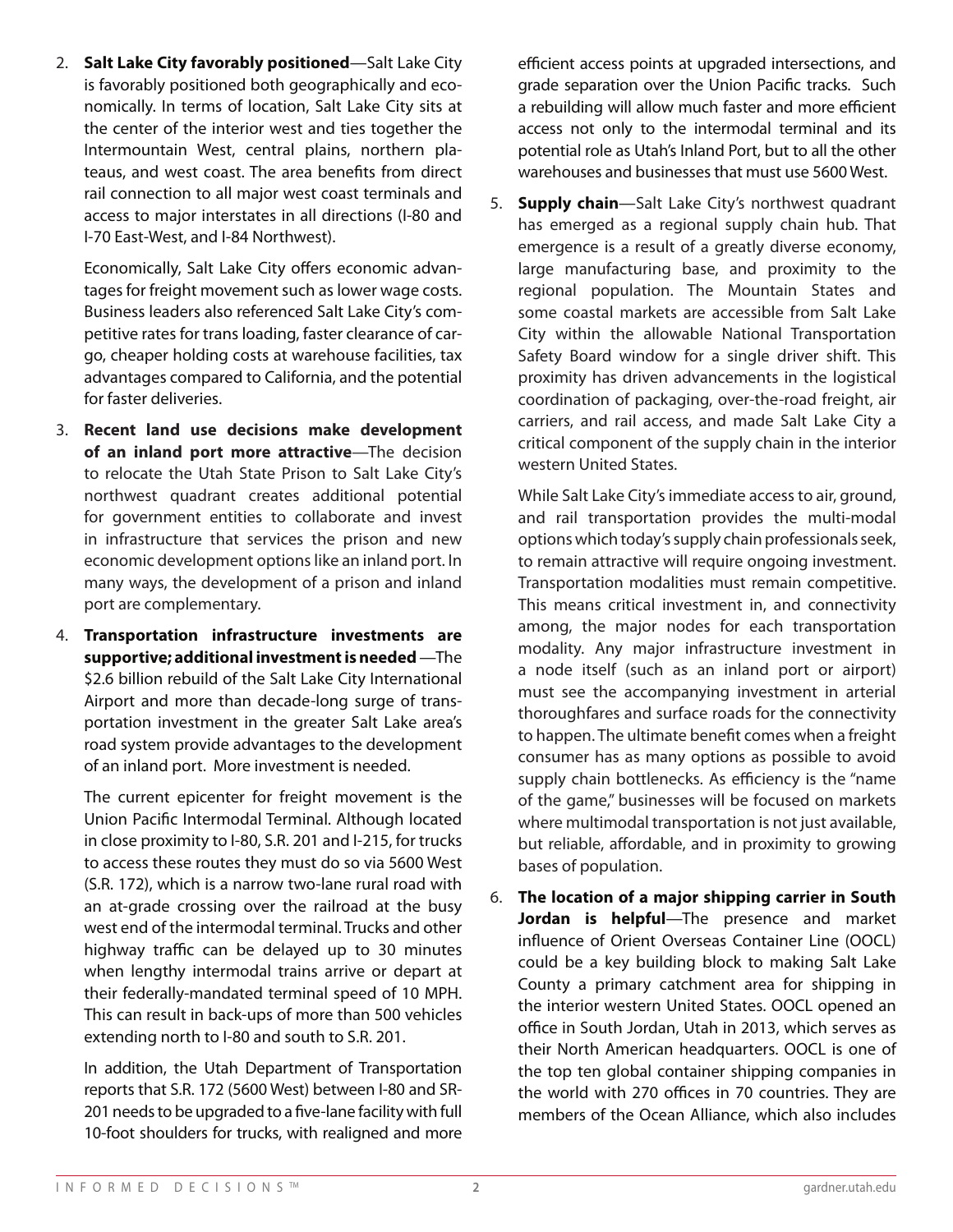2. **Salt Lake City favorably positioned**—Salt Lake City is favorably positioned both geographically and economically. In terms of location, Salt Lake City sits at the center of the interior west and ties together the Intermountain West, central plains, northern plateaus, and west coast. The area benefits from direct rail connection to all major west coast terminals and access to major interstates in all directions (I-80 and I-70 East-West, and I-84 Northwest).

   Economically, Salt Lake City offers economic advantages for freight movement such as lower wage costs. Business leaders also referenced Salt Lake City's competitive rates for trans loading, faster clearance of cargo, cheaper holding costs at warehouse facilities, tax advantages compared to California, and the potential for faster deliveries.

3. **Recent land use decisions make development of an inland port more attractive**—The decision to relocate the Utah State Prison to Salt Lake City's northwest quadrant creates additional potential for government entities to collaborate and invest in infrastructure that services the prison and new economic development options like an inland port. In many ways, the development of a prison and inland port are complementary.

4. **Transportation infrastructure investments are supportive; additional investment is needed**—The $2.6 billion rebuild of the Salt Lake City International Airport and more than decade-long surge of transportation investment in the greater Salt Lake area's road system provide advantages to the development of an inland port. More investment is needed.

   The current epicenter for freight movement is the Union Pacific Intermodal Terminal. Although located in close proximity to I-80, S.R. 201 and I-215, for trucks to access these routes they must do so via 5600 West (S.R. 172), which is a narrow two-lane rural road with an at-grade crossing over the railroad at the busy west end of the intermodal terminal. Trucks and other highway traffic can be delayed up to 30 minutes when lengthy intermodal trains arrive or depart at their federally-mandated terminal speed of 10 MPH. This can result in back-ups of more than 500 vehicles extending north to I-80 and south to S.R. 201.

   In addition, the Utah Department of Transportation reports that S.R. 172 (5600 West) between I-80 and SR-201 needs to be upgraded to a five-lane facility with full 10-foot shoulders for trucks, with realigned and more efficient access points at upgraded intersections, and grade separation over the Union Pacific tracks. Such a rebuilding will allow much faster and more efficient access not only to the intermodal terminal and its potential role as Utah's Inland Port, but to all the other warehouses and businesses that must use 5600 West.

5. **Supply chain**—Salt Lake City's northwest quadrant has emerged as a regional supply chain hub. That emergence is a result of a greatly diverse economy, large manufacturing base, and proximity to the regional population. The Mountain States and some coastal markets are accessible from Salt Lake City within the allowable National Transportation Safety Board window for a single driver shift. This proximity has driven advancements in the logistical coordination of packaging, over-the-road freight, air carriers, and rail access, and made Salt Lake City a critical component of the supply chain in the interior western United States.

   While Salt Lake City's immediate access to air, ground, and rail transportation provides the multi-modal options which today's supply chain professionals seek, to remain attractive will require ongoing investment. Transportation modalities must remain competitive. This means critical investment in, and connectivity among, the major nodes for each transportation modality. Any major infrastructure investment in a node itself (such as an inland port or airport) must see the accompanying investment in arterial thoroughfares and surface roads for the connectivity to happen. The ultimate benefit comes when a freight consumer has as many options as possible to avoid supply chain bottlenecks. As efficiency is the "name of the game," businesses will be focused on markets where multimodal transportation is not just available, but reliable, affordable, and in proximity to growing bases of population.

6. **The location of a major shipping carrier in South Jordan is helpful**—The presence and market influence of Orient Overseas Container Line (OOCL) could be a key building block to making Salt Lake County a primary catchment area for shipping in the interior western United States. OOCL opened an office in South Jordan, Utah in 2013, which serves as their North American headquarters. OOCL is one of the top ten global container shipping companies in the world with 270 offices in 70 countries. They are members of the Ocean Alliance, which also includes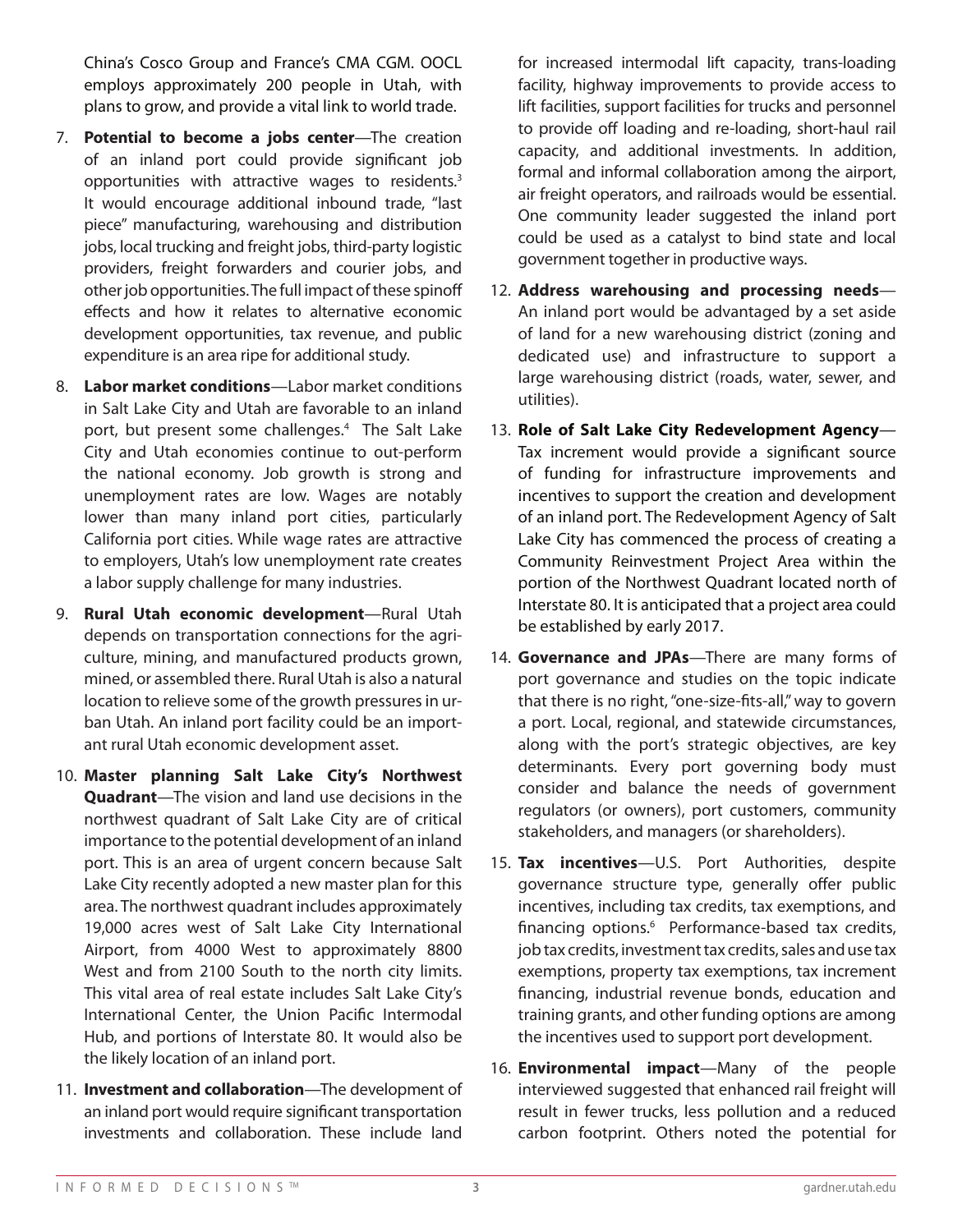China's Cosco Group and France's CMA CGM. OOCL employs approximately 200 people in Utah, with plans to grow, and provide a vital link to world trade.

7. **Potential to become a jobs center**—The creation of an inland port could provide significant job opportunities with attractive wages to residents.[3] It would encourage additional inbound trade, "last piece" manufacturing, warehousing and distribution jobs, local trucking and freight jobs, third-party logistic providers, freight forwarders and courier jobs, and other job opportunities. The full impact of these spinoff effects and how it relates to alternative economic development opportunities, tax revenue, and public expenditure is an area ripe for additional study.

8. **Labor market conditions**—Labor market conditions in Salt Lake City and Utah are favorable to an inland port, but present some challenges.[4] The Salt Lake City and Utah economies continue to out-perform the national economy. Job growth is strong and unemployment rates are low. Wages are notably lower than many inland port cities, particularly California port cities. While wage rates are attractive to employers, Utah's low unemployment rate creates a labor supply challenge for many industries.

9. **Rural Utah economic development**—Rural Utah depends on transportation connections for the agriculture, mining, and manufactured products grown, mined, or assembled there. Rural Utah is also a natural location to relieve some of the growth pressures in urban Utah. An inland port facility could be an important rural Utah economic development asset.

10. **Master planning Salt Lake City's Northwest Quadrant**—The vision and land use decisions in the northwest quadrant of Salt Lake City are of critical importance to the potential development of an inland port. This is an area of urgent concern because Salt Lake City recently adopted a new master plan for this area. The northwest quadrant includes approximately 19,000 acres west of Salt Lake City International Airport, from 4000 West to approximately 8800 West and from 2100 South to the north city limits. This vital area of real estate includes Salt Lake City's International Center, the Union Pacific Intermodal Hub, and portions of Interstate 80. It would also be the likely location of an inland port.

11. **Investment and collaboration**—The development of an inland port would require significant transportation investments and collaboration. These include land for increased intermodal lift capacity, trans-loading facility, highway improvements to provide access to lift facilities, support facilities for trucks and personnel to provide off loading and re-loading, short-haul rail capacity, and additional investments. In addition, formal and informal collaboration among the airport, air freight operators, and railroads would be essential. One community leader suggested the inland port could be used as a catalyst to bind state and local government together in productive ways.

12. **Address warehousing and processing needs**—An inland port would be advantaged by a set aside of land for a new warehousing district (zoning and dedicated use) and infrastructure to support a large warehousing district (roads, water, sewer, and utilities).

13. **Role of Salt Lake City Redevelopment Agency**—Tax increment would provide a significant source of funding for infrastructure improvements and incentives to support the creation and development of an inland port. The Redevelopment Agency of Salt Lake City has commenced the process of creating a Community Reinvestment Project Area within the portion of the Northwest Quadrant located north of Interstate 80. It is anticipated that a project area could be established by early 2017.

14. **Governance and JPAs**—There are many forms of port governance and studies on the topic indicate that there is no right, "one-size-fits-all," way to govern a port. Local, regional, and statewide circumstances, along with the port's strategic objectives, are key determinants. Every port governing body must consider and balance the needs of government regulators (or owners), port customers, community stakeholders, and managers (or shareholders).

15. **Tax incentives**—U.S. Port Authorities, despite governance structure type, generally offer public incentives, including tax credits, tax exemptions, and financing options.[6] Performance-based tax credits, job tax credits, investment tax credits, sales and use tax exemptions, property tax exemptions, tax increment financing, industrial revenue bonds, education and training grants, and other funding options are among the incentives used to support port development.

16. **Environmental impact**—Many of the people interviewed suggested that enhanced rail freight will result in fewer trucks, less pollution and a reduced carbon footprint. Others noted the potential for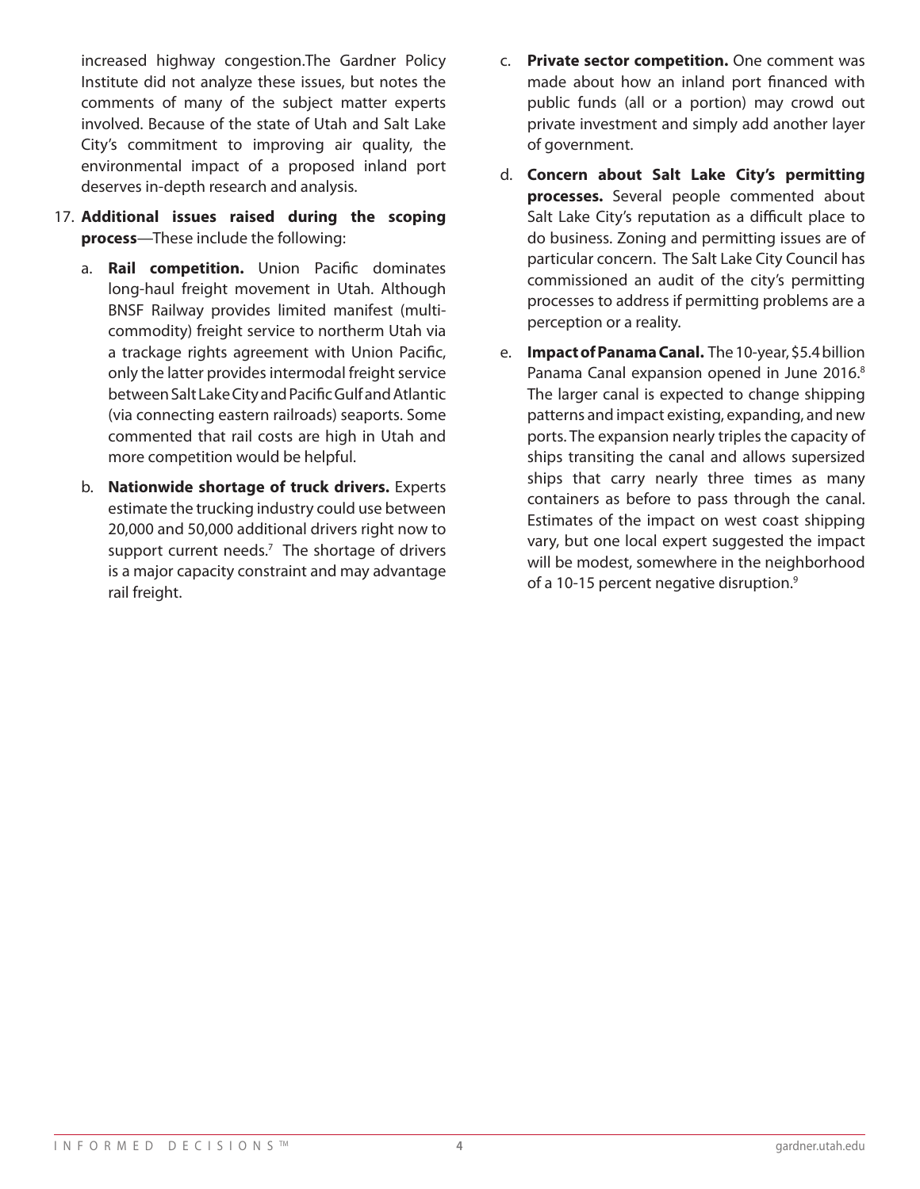increased highway congestion.The Gardner Policy Institute did not analyze these issues, but notes the comments of many of the subject matter experts involved. Because of the state of Utah and Salt Lake City's commitment to improving air quality, the environmental impact of a proposed inland port deserves in-depth research and analysis.

17. **Additional issues raised during the scoping process**—These include the following:

    a. **Rail competition.** Union Pacific dominates long-haul freight movement in Utah. Although BNSF Railway provides limited manifest (multi-commodity) freight service to northerm Utah via a trackage rights agreement with Union Pacific, only the latter provides intermodal freight service between Salt Lake City and Pacific Gulf and Atlantic (via connecting eastern railroads) seaports. Some commented that rail costs are high in Utah and more competition would be helpful.

    b. **Nationwide shortage of truck drivers.** Experts estimate the trucking industry could use between 20,000 and 50,000 additional drivers right now to support current needs.[7] The shortage of drivers is a major capacity constraint and may advantage rail freight.

    c. **Private sector competition.** One comment was made about how an inland port financed with public funds (all or a portion) may crowd out private investment and simply add another layer of government.

    d. **Concern about Salt Lake City's permitting processes.** Several people commented about Salt Lake City's reputation as a difficult place to do business. Zoning and permitting issues are of particular concern. The Salt Lake City Council has commissioned an audit of the city's permitting processes to address if permitting problems are a perception or a reality.

    e. **Impact of Panama Canal.** The 10-year, $5.4 billion Panama Canal expansion opened in June 2016.[8] The larger canal is expected to change shipping patterns and impact existing, expanding, and new ports. The expansion nearly triples the capacity of ships transiting the canal and allows supersized ships that carry nearly three times as many containers as before to pass through the canal. Estimates of the impact on west coast shipping vary, but one local expert suggested the impact will be modest, somewhere in the neighborhood of a 10-15 percent negative disruption.[9]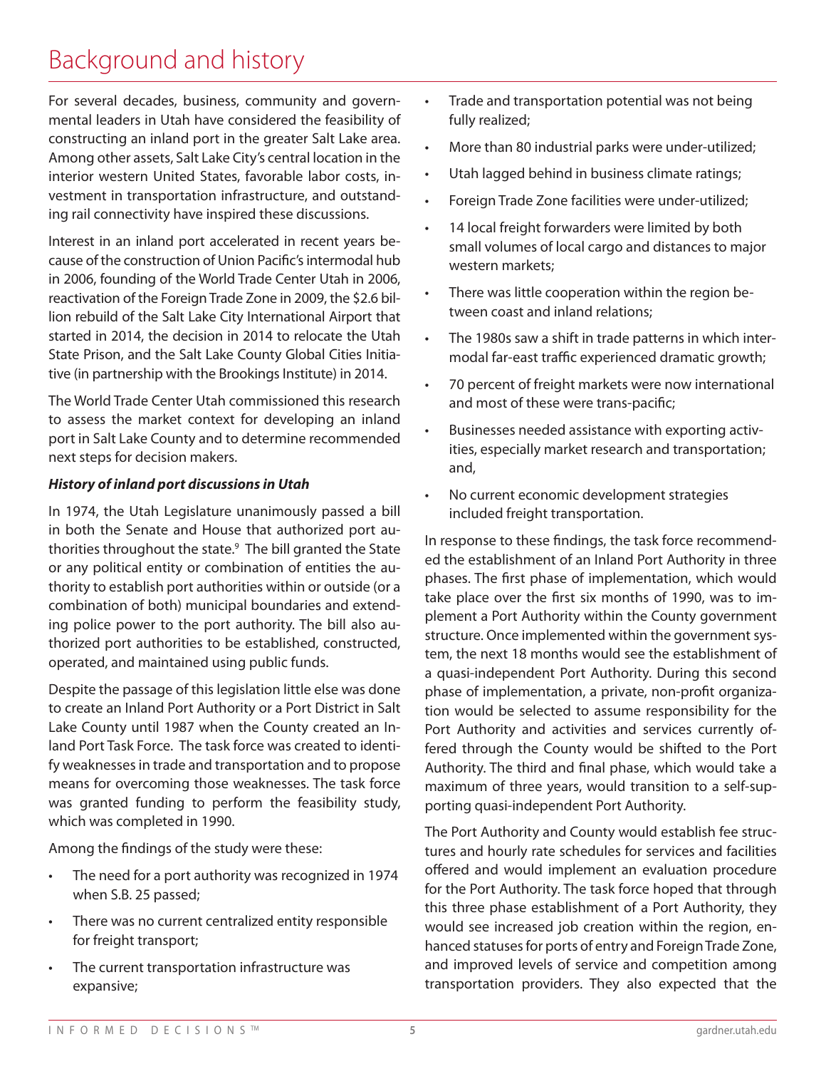# Background and history

For several decades, business, community and governmental leaders in Utah have considered the feasibility of constructing an inland port in the greater Salt Lake area. Among other assets, Salt Lake City's central location in the interior western United States, favorable labor costs, investment in transportation infrastructure, and outstanding rail connectivity have inspired these discussions.

Interest in an inland port accelerated in recent years because of the construction of Union Pacific's intermodal hub in 2006, founding of the World Trade Center Utah in 2006, reactivation of the Foreign Trade Zone in 2009, the $2.6 billion rebuild of the Salt Lake City International Airport that started in 2014, the decision in 2014 to relocate the Utah State Prison, and the Salt Lake County Global Cities Initiative (in partnership with the Brookings Institute) in 2014.

The World Trade Center Utah commissioned this research to assess the market context for developing an inland port in Salt Lake County and to determine recommended next steps for decision makers.

***History of inland port discussions in Utah***

In 1974, the Utah Legislature unanimously passed a bill in both the Senate and House that authorized port authorities throughout the state.[9] The bill granted the State or any political entity or combination of entities the authority to establish port authorities within or outside (or a combination of both) municipal boundaries and extending police power to the port authority. The bill also authorized port authorities to be established, constructed, operated, and maintained using public funds.

Despite the passage of this legislation little else was done to create an Inland Port Authority or a Port District in Salt Lake County until 1987 when the County created an Inland Port Task Force. The task force was created to identify weaknesses in trade and transportation and to propose means for overcoming those weaknesses. The task force was granted funding to perform the feasibility study, which was completed in 1990.

Among the findings of the study were these:

- The need for a port authority was recognized in 1974 when S.B. 25 passed;
- There was no current centralized entity responsible for freight transport;
- The current transportation infrastructure was expansive;
- Trade and transportation potential was not being fully realized;
- More than 80 industrial parks were under-utilized;
- Utah lagged behind in business climate ratings;
- Foreign Trade Zone facilities were under-utilized;
- 14 local freight forwarders were limited by both small volumes of local cargo and distances to major western markets;
- There was little cooperation within the region between coast and inland relations;
- The 1980s saw a shift in trade patterns in which intermodal far-east traffic experienced dramatic growth;
- 70 percent of freight markets were now international and most of these were trans-pacific;
- Businesses needed assistance with exporting activities, especially market research and transportation; and,
- No current economic development strategies included freight transportation.

In response to these findings, the task force recommended the establishment of an Inland Port Authority in three phases. The first phase of implementation, which would take place over the first six months of 1990, was to implement a Port Authority within the County government structure. Once implemented within the government system, the next 18 months would see the establishment of a quasi-independent Port Authority. During this second phase of implementation, a private, non-profit organization would be selected to assume responsibility for the Port Authority and activities and services currently offered through the County would be shifted to the Port Authority. The third and final phase, which would take a maximum of three years, would transition to a self-supporting quasi-independent Port Authority.

The Port Authority and County would establish fee structures and hourly rate schedules for services and facilities offered and would implement an evaluation procedure for the Port Authority. The task force hoped that through this three phase establishment of a Port Authority, they would see increased job creation within the region, enhanced statuses for ports of entry and Foreign Trade Zone, and improved levels of service and competition among transportation providers. They also expected that the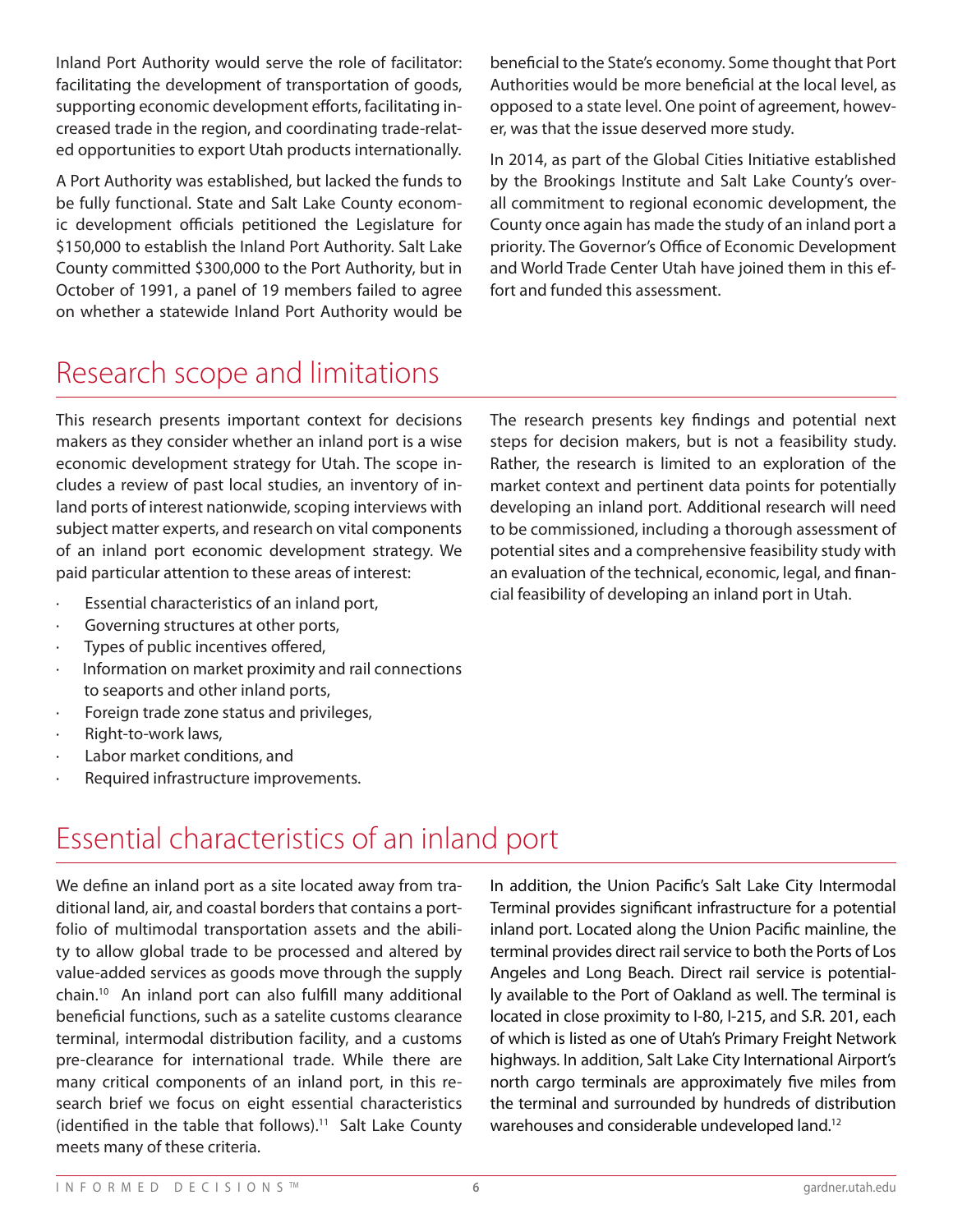Inland Port Authority would serve the role of facilitator: facilitating the development of transportation of goods, supporting economic development efforts, facilitating increased trade in the region, and coordinating trade-related opportunities to export Utah products internationally.

A Port Authority was established, but lacked the funds to be fully functional. State and Salt Lake County economic development officials petitioned the Legislature for $150,000 to establish the Inland Port Authority. Salt Lake County committed $300,000 to the Port Authority, but in October of 1991, a panel of 19 members failed to agree on whether a statewide Inland Port Authority would be beneficial to the State's economy. Some thought that Port Authorities would be more beneficial at the local level, as opposed to a state level. One point of agreement, however, was that the issue deserved more study.

In 2014, as part of the Global Cities Initiative established by the Brookings Institute and Salt Lake County's overall commitment to regional economic development, the County once again has made the study of an inland port a priority. The Governor's Office of Economic Development and World Trade Center Utah have joined them in this effort and funded this assessment.

## Research scope and limitations

This research presents important context for decisions makers as they consider whether an inland port is a wise economic development strategy for Utah. The scope includes a review of past local studies, an inventory of inland ports of interest nationwide, scoping interviews with subject matter experts, and research on vital components of an inland port economic development strategy. We paid particular attention to these areas of interest:

- Essential characteristics of an inland port,
- Governing structures at other ports,
- Types of public incentives offered,
- Information on market proximity and rail connections to seaports and other inland ports,
- Foreign trade zone status and privileges,
- Right-to-work laws,
- Labor market conditions, and
- Required infrastructure improvements.

The research presents key findings and potential next steps for decision makers, but is not a feasibility study. Rather, the research is limited to an exploration of the market context and pertinent data points for potentially developing an inland port. Additional research will need to be commissioned, including a thorough assessment of potential sites and a comprehensive feasibility study with an evaluation of the technical, economic, legal, and financial feasibility of developing an inland port in Utah.

## Essential characteristics of an inland port

We define an inland port as a site located away from traditional land, air, and coastal borders that contains a portfolio of multimodal transportation assets and the ability to allow global trade to be processed and altered by value-added services as goods move through the supply chain.[10] An inland port can also fulfill many additional beneficial functions, such as a satelite customs clearance terminal, intermodal distribution facility, and a customs pre-clearance for international trade. While there are many critical components of an inland port, in this research brief we focus on eight essential characteristics (identified in the table that follows).[11] Salt Lake County meets many of these criteria.

In addition, the Union Pacific's Salt Lake City Intermodal Terminal provides significant infrastructure for a potential inland port. Located along the Union Pacific mainline, the terminal provides direct rail service to both the Ports of Los Angeles and Long Beach. Direct rail service is potentially available to the Port of Oakland as well. The terminal is located in close proximity to I-80, I-215, and S.R. 201, each of which is listed as one of Utah's Primary Freight Network highways. In addition, Salt Lake City International Airport's north cargo terminals are approximately five miles from the terminal and surrounded by hundreds of distribution warehouses and considerable undeveloped land.[12]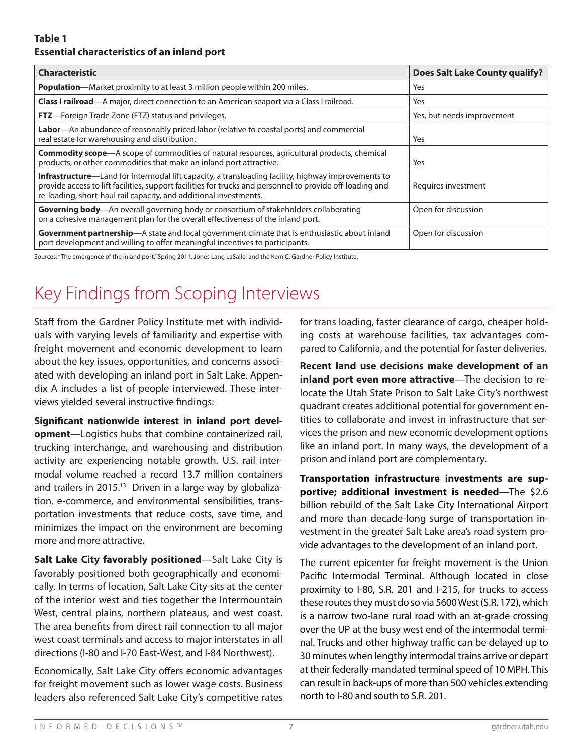**Table 1**
**Essential characteristics of an inland port**

| Characteristic | Does Salt Lake County qualify? |
|---|---|
| **Population**—Market proximity to at least 3 million people within 200 miles. | Yes |
| **Class I railroad**—A major, direct connection to an American seaport via a Class I railroad. | Yes |
| **FTZ**—Foreign Trade Zone (FTZ) status and privileges. | Yes, but needs improvement |
| **Labor**—An abundance of reasonably priced labor (relative to coastal ports) and commercial real estate for warehousing and distribution. | Yes |
| **Commodity scope**—A scope of commodities of natural resources, agricultural products, chemical products, or other commodities that make an inland port attractive. | Yes |
| **Infrastructure**—Land for intermodal lift capacity, a transloading facility, highway improvements to provide access to lift facilities, support facilities for trucks and personnel to provide off-loading and re-loading, short-haul rail capacity, and additional investments. | Requires investment |
| **Governing body**—An overall governing body or consortium of stakeholders collaborating on a cohesive management plan for the overall effectiveness of the inland port. | Open for discussion |
| **Government partnership**—A state and local government climate that is enthusiastic about inland port development and willing to offer meaningful incentives to participants. | Open for discussion |

Sources: "The emergence of the inland port," Spring 2011, Jones Lang LaSalle; and the Kem C. Gardner Policy Institute.

# Key Findings from Scoping Interviews

Staff from the Gardner Policy Institute met with individuals with varying levels of familiarity and expertise with freight movement and economic development to learn about the key issues, opportunities, and concerns associated with developing an inland port in Salt Lake. Appendix A includes a list of people interviewed. These interviews yielded several instructive findings:

**Significant nationwide interest in inland port development**—Logistics hubs that combine containerized rail, trucking interchange, and warehousing and distribution activity are experiencing notable growth. U.S. rail intermodal volume reached a record 13.7 million containers and trailers in 2015.[13] Driven in a large way by globalization, e-commerce, and environmental sensibilities, transportation investments that reduce costs, save time, and minimizes the impact on the environment are becoming more and more attractive.

**Salt Lake City favorably positioned**—Salt Lake City is favorably positioned both geographically and economically. In terms of location, Salt Lake City sits at the center of the interior west and ties together the Intermountain West, central plains, northern plateaus, and west coast. The area benefits from direct rail connection to all major west coast terminals and access to major interstates in all directions (I-80 and I-70 East-West, and I-84 Northwest).

Economically, Salt Lake City offers economic advantages for freight movement such as lower wage costs. Business leaders also referenced Salt Lake City's competitive rates for trans loading, faster clearance of cargo, cheaper holding costs at warehouse facilities, tax advantages compared to California, and the potential for faster deliveries.

**Recent land use decisions make development of an inland port even more attractive**—The decision to relocate the Utah State Prison to Salt Lake City's northwest quadrant creates additional potential for government entities to collaborate and invest in infrastructure that services the prison and new economic development options like an inland port. In many ways, the development of a prison and inland port are complementary.

**Transportation infrastructure investments are supportive; additional investment is needed**—The $2.6 billion rebuild of the Salt Lake City International Airport and more than decade-long surge of transportation investment in the greater Salt Lake area's road system provide advantages to the development of an inland port.

The current epicenter for freight movement is the Union Pacific Intermodal Terminal. Although located in close proximity to I-80, S.R. 201 and I-215, for trucks to access these routes they must do so via 5600 West (S.R. 172), which is a narrow two-lane rural road with an at-grade crossing over the UP at the busy west end of the intermodal terminal. Trucks and other highway traffic can be delayed up to 30 minutes when lengthy intermodal trains arrive or depart at their federally-mandated terminal speed of 10 MPH. This can result in back-ups of more than 500 vehicles extending north to I-80 and south to S.R. 201.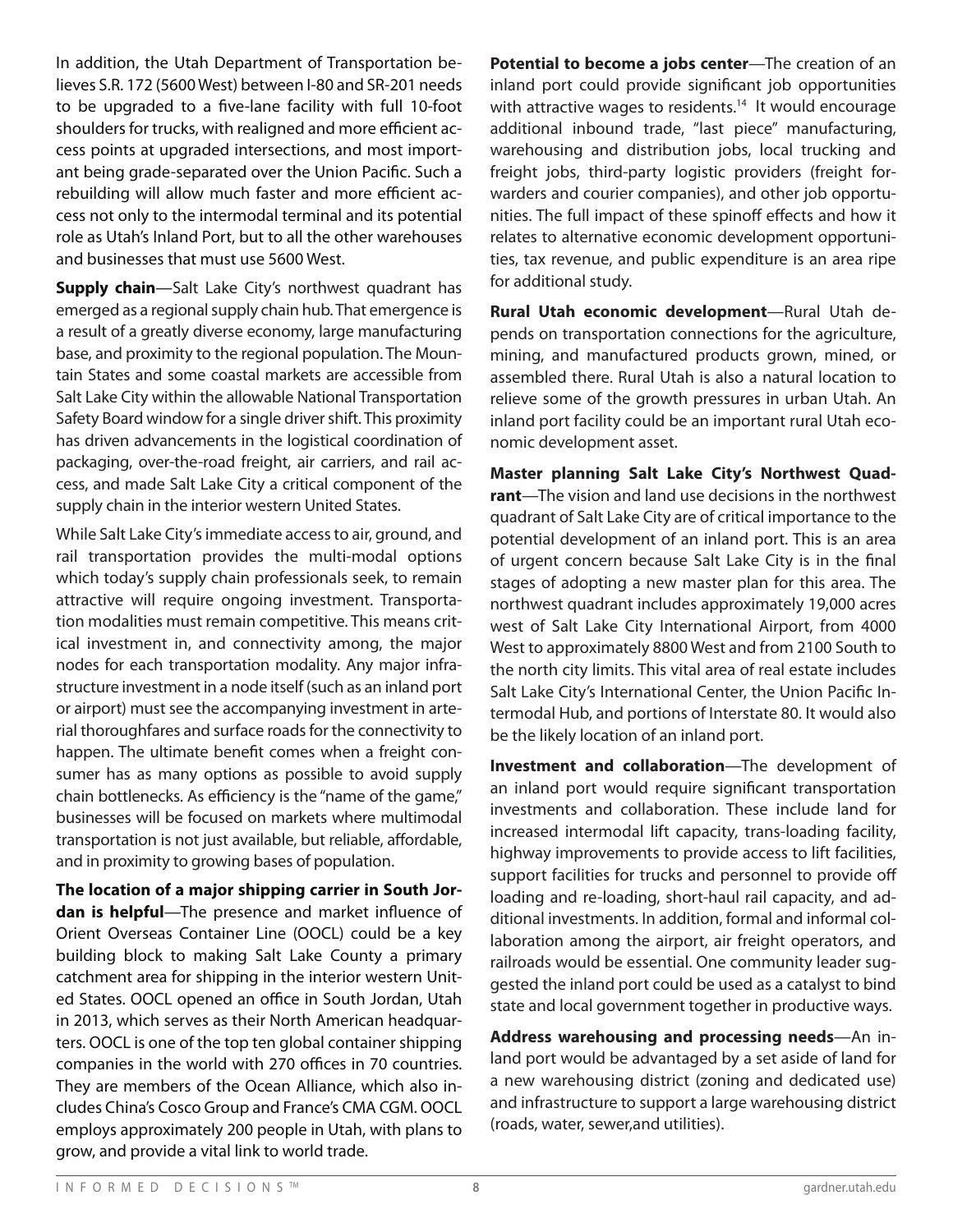In addition, the Utah Department of Transportation believes S.R. 172 (5600 West) between I-80 and SR-201 needs to be upgraded to a five-lane facility with full 10-foot shoulders for trucks, with realigned and more efficient access points at upgraded intersections, and most important being grade-separated over the Union Pacific. Such a rebuilding will allow much faster and more efficient access not only to the intermodal terminal and its potential role as Utah's Inland Port, but to all the other warehouses and businesses that must use 5600 West.

**Supply chain**—Salt Lake City's northwest quadrant has emerged as a regional supply chain hub. That emergence is a result of a greatly diverse economy, large manufacturing base, and proximity to the regional population. The Mountain States and some coastal markets are accessible from Salt Lake City within the allowable National Transportation Safety Board window for a single driver shift. This proximity has driven advancements in the logistical coordination of packaging, over-the-road freight, air carriers, and rail access, and made Salt Lake City a critical component of the supply chain in the interior western United States.

While Salt Lake City's immediate access to air, ground, and rail transportation provides the multi-modal options which today's supply chain professionals seek, to remain attractive will require ongoing investment. Transportation modalities must remain competitive. This means critical investment in, and connectivity among, the major nodes for each transportation modality. Any major infrastructure investment in a node itself (such as an inland port or airport) must see the accompanying investment in arterial thoroughfares and surface roads for the connectivity to happen. The ultimate benefit comes when a freight consumer has as many options as possible to avoid supply chain bottlenecks. As efficiency is the "name of the game," businesses will be focused on markets where multimodal transportation is not just available, but reliable, affordable, and in proximity to growing bases of population.

**The location of a major shipping carrier in South Jordan is helpful**—The presence and market influence of Orient Overseas Container Line (OOCL) could be a key building block to making Salt Lake County a primary catchment area for shipping in the interior western United States. OOCL opened an office in South Jordan, Utah in 2013, which serves as their North American headquarters. OOCL is one of the top ten global container shipping companies in the world with 270 offices in 70 countries. They are members of the Ocean Alliance, which also includes China's Cosco Group and France's CMA CGM. OOCL employs approximately 200 people in Utah, with plans to grow, and provide a vital link to world trade.

**Potential to become a jobs center**—The creation of an inland port could provide significant job opportunities with attractive wages to residents.[14] It would encourage additional inbound trade, "last piece" manufacturing, warehousing and distribution jobs, local trucking and freight jobs, third-party logistic providers (freight forwarders and courier companies), and other job opportunities. The full impact of these spinoff effects and how it relates to alternative economic development opportunities, tax revenue, and public expenditure is an area ripe for additional study.

**Rural Utah economic development**—Rural Utah depends on transportation connections for the agriculture, mining, and manufactured products grown, mined, or assembled there. Rural Utah is also a natural location to relieve some of the growth pressures in urban Utah. An inland port facility could be an important rural Utah economic development asset.

**Master planning Salt Lake City's Northwest Quadrant**—The vision and land use decisions in the northwest quadrant of Salt Lake City are of critical importance to the potential development of an inland port. This is an area of urgent concern because Salt Lake City is in the final stages of adopting a new master plan for this area. The northwest quadrant includes approximately 19,000 acres west of Salt Lake City International Airport, from 4000 West to approximately 8800 West and from 2100 South to the north city limits. This vital area of real estate includes Salt Lake City's International Center, the Union Pacific Intermodal Hub, and portions of Interstate 80. It would also be the likely location of an inland port.

**Investment and collaboration**—The development of an inland port would require significant transportation investments and collaboration. These include land for increased intermodal lift capacity, trans-loading facility, highway improvements to provide access to lift facilities, support facilities for trucks and personnel to provide off loading and re-loading, short-haul rail capacity, and additional investments. In addition, formal and informal collaboration among the airport, air freight operators, and railroads would be essential. One community leader suggested the inland port could be used as a catalyst to bind state and local government together in productive ways.

**Address warehousing and processing needs**—An inland port would be advantaged by a set aside of land for a new warehousing district (zoning and dedicated use) and infrastructure to support a large warehousing district (roads, water, sewer,and utilities).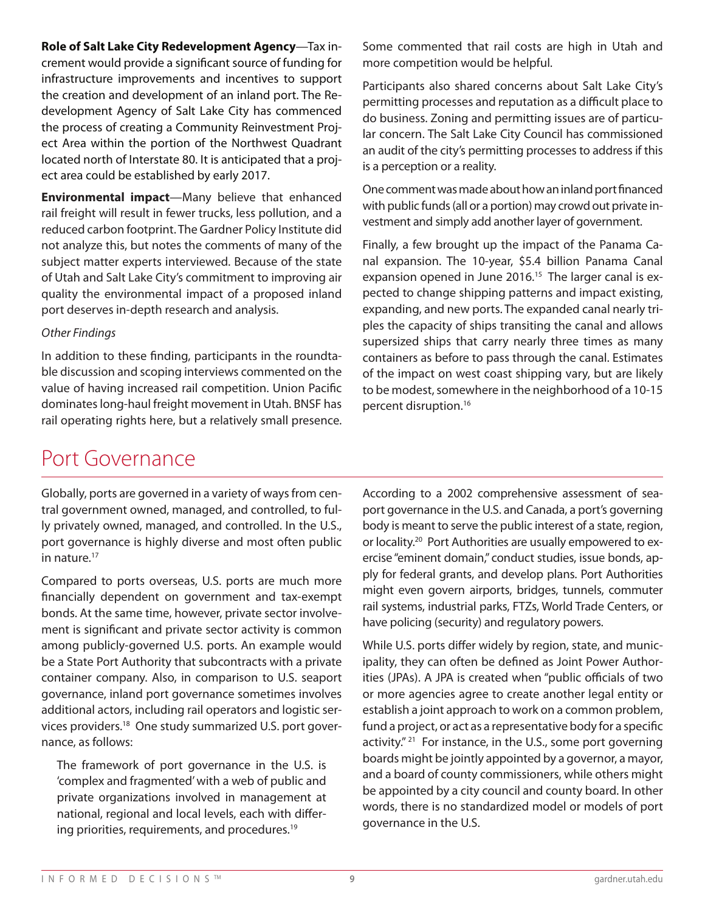**Role of Salt Lake City Redevelopment Agency**—Tax increment would provide a significant source of funding for infrastructure improvements and incentives to support the creation and development of an inland port. The Redevelopment Agency of Salt Lake City has commenced the process of creating a Community Reinvestment Project Area within the portion of the Northwest Quadrant located north of Interstate 80. It is anticipated that a project area could be established by early 2017.

**Environmental impact**—Many believe that enhanced rail freight will result in fewer trucks, less pollution, and a reduced carbon footprint. The Gardner Policy Institute did not analyze this, but notes the comments of many of the subject matter experts interviewed. Because of the state of Utah and Salt Lake City's commitment to improving air quality the environmental impact of a proposed inland port deserves in-depth research and analysis.

*Other Findings*

In addition to these finding, participants in the roundtable discussion and scoping interviews commented on the value of having increased rail competition. Union Pacific dominates long-haul freight movement in Utah. BNSF has rail operating rights here, but a relatively small presence. Some commented that rail costs are high in Utah and more competition would be helpful.

Participants also shared concerns about Salt Lake City's permitting processes and reputation as a difficult place to do business. Zoning and permitting issues are of particular concern. The Salt Lake City Council has commissioned an audit of the city's permitting processes to address if this is a perception or a reality.

One comment was made about how an inland port financed with public funds (all or a portion) may crowd out private investment and simply add another layer of government.

Finally, a few brought up the impact of the Panama Canal expansion. The 10-year, $5.4 billion Panama Canal expansion opened in June 2016.[15] The larger canal is expected to change shipping patterns and impact existing, expanding, and new ports. The expanded canal nearly triples the capacity of ships transiting the canal and allows supersized ships that carry nearly three times as many containers as before to pass through the canal. Estimates of the impact on west coast shipping vary, but are likely to be modest, somewhere in the neighborhood of a 10-15 percent disruption.[16]

# Port Governance

Globally, ports are governed in a variety of ways from central government owned, managed, and controlled, to fully privately owned, managed, and controlled. In the U.S., port governance is highly diverse and most often public in nature.[17]

Compared to ports overseas, U.S. ports are much more financially dependent on government and tax-exempt bonds. At the same time, however, private sector involvement is significant and private sector activity is common among publicly-governed U.S. ports. An example would be a State Port Authority that subcontracts with a private container company. Also, in comparison to U.S. seaport governance, inland port governance sometimes involves additional actors, including rail operators and logistic services providers.[18] One study summarized U.S. port governance, as follows:

> The framework of port governance in the U.S. is 'complex and fragmented' with a web of public and private organizations involved in management at national, regional and local levels, each with differing priorities, requirements, and procedures.[19]

According to a 2002 comprehensive assessment of seaport governance in the U.S. and Canada, a port's governing body is meant to serve the public interest of a state, region, or locality.[20] Port Authorities are usually empowered to exercise "eminent domain," conduct studies, issue bonds, apply for federal grants, and develop plans. Port Authorities might even govern airports, bridges, tunnels, commuter rail systems, industrial parks, FTZs, World Trade Centers, or have policing (security) and regulatory powers.

While U.S. ports differ widely by region, state, and municipality, they can often be defined as Joint Power Authorities (JPAs). A JPA is created when "public officials of two or more agencies agree to create another legal entity or establish a joint approach to work on a common problem, fund a project, or act as a representative body for a specific activity."[21] For instance, in the U.S., some port governing boards might be jointly appointed by a governor, a mayor, and a board of county commissioners, while others might be appointed by a city council and county board. In other words, there is no standardized model or models of port governance in the U.S.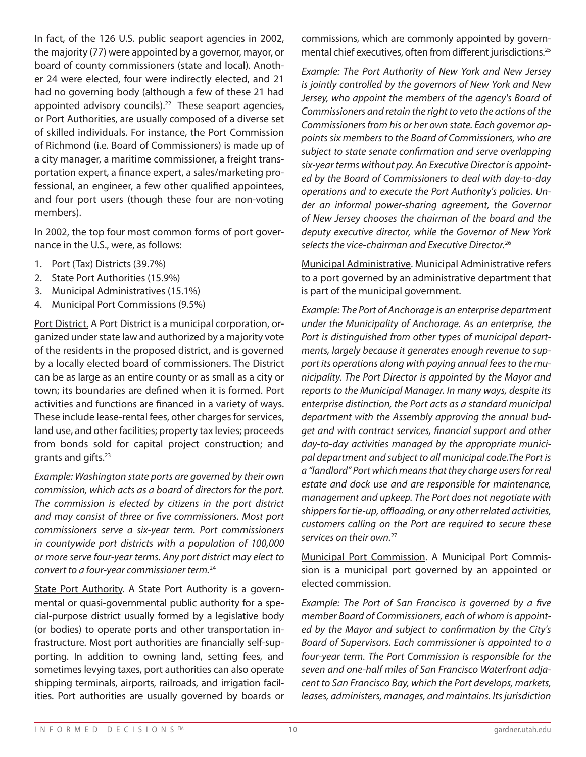In fact, of the 126 U.S. public seaport agencies in 2002, the majority (77) were appointed by a governor, mayor, or board of county commissioners (state and local). Another 24 were elected, four were indirectly elected, and 21 had no governing body (although a few of these 21 had appointed advisory councils).[22] These seaport agencies, or Port Authorities, are usually composed of a diverse set of skilled individuals. For instance, the Port Commission of Richmond (i.e. Board of Commissioners) is made up of a city manager, a maritime commissioner, a freight transportation expert, a finance expert, a sales/marketing professional, an engineer, a few other qualified appointees, and four port users (though these four are non-voting members).

In 2002, the top four most common forms of port governance in the U.S., were, as follows:

1. Port (Tax) Districts (39.7%)
2. State Port Authorities (15.9%)
3. Municipal Administratives (15.1%)
4. Municipal Port Commissions (9.5%)

<u>Port District.</u> A Port District is a municipal corporation, organized under state law and authorized by a majority vote of the residents in the proposed district, and is governed by a locally elected board of commissioners. The District can be as large as an entire county or as small as a city or town; its boundaries are defined when it is formed. Port activities and functions are financed in a variety of ways. These include lease-rental fees, other charges for services, land use, and other facilities; property tax levies; proceeds from bonds sold for capital project construction; and grants and gifts.[23]

*Example: Washington state ports are governed by their own commission, which acts as a board of directors for the port. The commission is elected by citizens in the port district and may consist of three or five commissioners. Most port commissioners serve a six-year term. Port commissioners in countywide port districts with a population of 100,000 or more serve four-year terms. Any port district may elect to convert to a four-year commissioner term.*[24]

<u>State Port Authority</u>. A State Port Authority is a governmental or quasi-governmental public authority for a special-purpose district usually formed by a legislative body (or bodies) to operate ports and other transportation infrastructure. Most port authorities are financially self-supporting. In addition to owning land, setting fees, and sometimes levying taxes, port authorities can also operate shipping terminals, airports, railroads, and irrigation facilities. Port authorities are usually governed by boards or commissions, which are commonly appointed by governmental chief executives, often from different jurisdictions.[25]

*Example: The Port Authority of New York and New Jersey is jointly controlled by the governors of New York and New Jersey, who appoint the members of the agency's Board of Commissioners and retain the right to veto the actions of the Commissioners from his or her own state. Each governor appoints six members to the Board of Commissioners, who are subject to state senate confirmation and serve overlapping six-year terms without pay. An Executive Director is appointed by the Board of Commissioners to deal with day-to-day operations and to execute the Port Authority's policies. Under an informal power-sharing agreement, the Governor of New Jersey chooses the chairman of the board and the deputy executive director, while the Governor of New York selects the vice-chairman and Executive Director.*[26]

<u>Municipal Administrative</u>. Municipal Administrative refers to a port governed by an administrative department that is part of the municipal government.

*Example: The Port of Anchorage is an enterprise department under the Municipality of Anchorage. As an enterprise, the Port is distinguished from other types of municipal departments, largely because it generates enough revenue to support its operations along with paying annual fees to the municipality. The Port Director is appointed by the Mayor and reports to the Municipal Manager. In many ways, despite its enterprise distinction, the Port acts as a standard municipal department with the Assembly approving the annual budget and with contract services, financial support and other day-to-day activities managed by the appropriate municipal department and subject to all municipal code.The Port is a "landlord" Port which means that they charge users for real estate and dock use and are responsible for maintenance, management and upkeep. The Port does not negotiate with shippers for tie-up, offloading, or any other related activities, customers calling on the Port are required to secure these services on their own.*[27]

<u>Municipal Port Commission</u>. A Municipal Port Commission is a municipal port governed by an appointed or elected commission.

*Example: The Port of San Francisco is governed by a five member Board of Commissioners, each of whom is appointed by the Mayor and subject to confirmation by the City's Board of Supervisors. Each commissioner is appointed to a four-year term. The Port Commission is responsible for the seven and one-half miles of San Francisco Waterfront adjacent to San Francisco Bay, which the Port develops, markets, leases, administers, manages, and maintains. Its jurisdiction*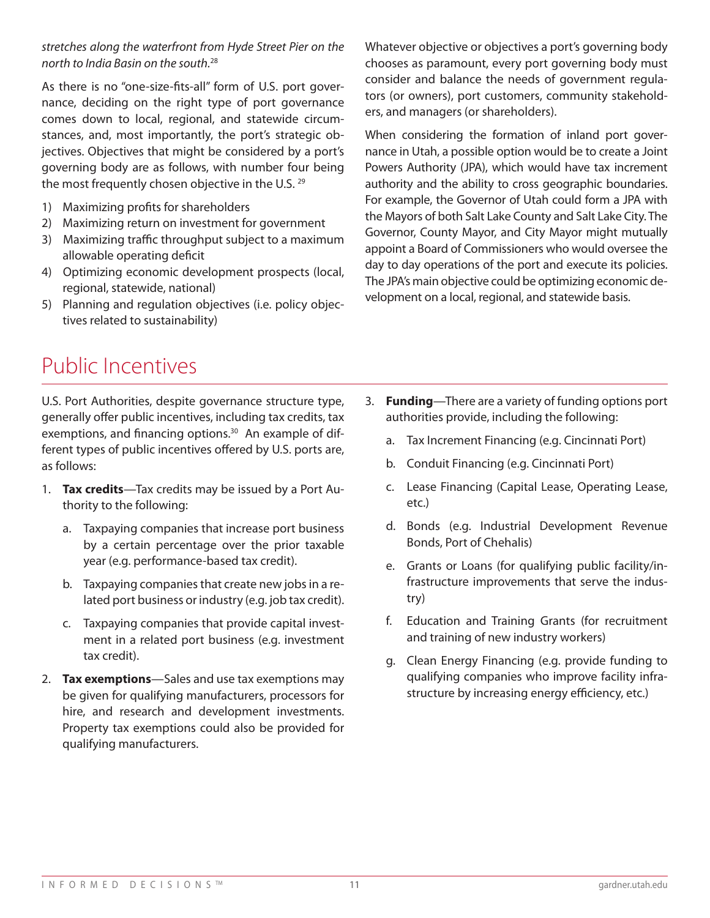*stretches along the waterfront from Hyde Street Pier on the north to India Basin on the south.*[28]

As there is no "one-size-fits-all" form of U.S. port governance, deciding on the right type of port governance comes down to local, regional, and statewide circumstances, and, most importantly, the port's strategic objectives. Objectives that might be considered by a port's governing body are as follows, with number four being the most frequently chosen objective in the U.S. [29]

1) Maximizing profits for shareholders
2) Maximizing return on investment for government
3) Maximizing traffic throughput subject to a maximum allowable operating deficit
4) Optimizing economic development prospects (local, regional, statewide, national)
5) Planning and regulation objectives (i.e. policy objectives related to sustainability)

Whatever objective or objectives a port's governing body chooses as paramount, every port governing body must consider and balance the needs of government regulators (or owners), port customers, community stakeholders, and managers (or shareholders).

When considering the formation of inland port governance in Utah, a possible option would be to create a Joint Powers Authority (JPA), which would have tax increment authority and the ability to cross geographic boundaries. For example, the Governor of Utah could form a JPA with the Mayors of both Salt Lake County and Salt Lake City. The Governor, County Mayor, and City Mayor might mutually appoint a Board of Commissioners who would oversee the day to day operations of the port and execute its policies. The JPA's main objective could be optimizing economic development on a local, regional, and statewide basis.

# Public Incentives

U.S. Port Authorities, despite governance structure type, generally offer public incentives, including tax credits, tax exemptions, and financing options.[30] An example of different types of public incentives offered by U.S. ports are, as follows:

1. **Tax credits**—Tax credits may be issued by a Port Authority to the following:
    a. Taxpaying companies that increase port business by a certain percentage over the prior taxable year (e.g. performance-based tax credit).
    b. Taxpaying companies that create new jobs in a related port business or industry (e.g. job tax credit).
    c. Taxpaying companies that provide capital investment in a related port business (e.g. investment tax credit).
2. **Tax exemptions**—Sales and use tax exemptions may be given for qualifying manufacturers, processors for hire, and research and development investments. Property tax exemptions could also be provided for qualifying manufacturers.
3. **Funding**—There are a variety of funding options port authorities provide, including the following:
    a. Tax Increment Financing (e.g. Cincinnati Port)
    b. Conduit Financing (e.g. Cincinnati Port)
    c. Lease Financing (Capital Lease, Operating Lease, etc.)
    d. Bonds (e.g. Industrial Development Revenue Bonds, Port of Chehalis)
    e. Grants or Loans (for qualifying public facility/infrastructure improvements that serve the industry)
    f. Education and Training Grants (for recruitment and training of new industry workers)
    g. Clean Energy Financing (e.g. provide funding to qualifying companies who improve facility infrastructure by increasing energy efficiency, etc.)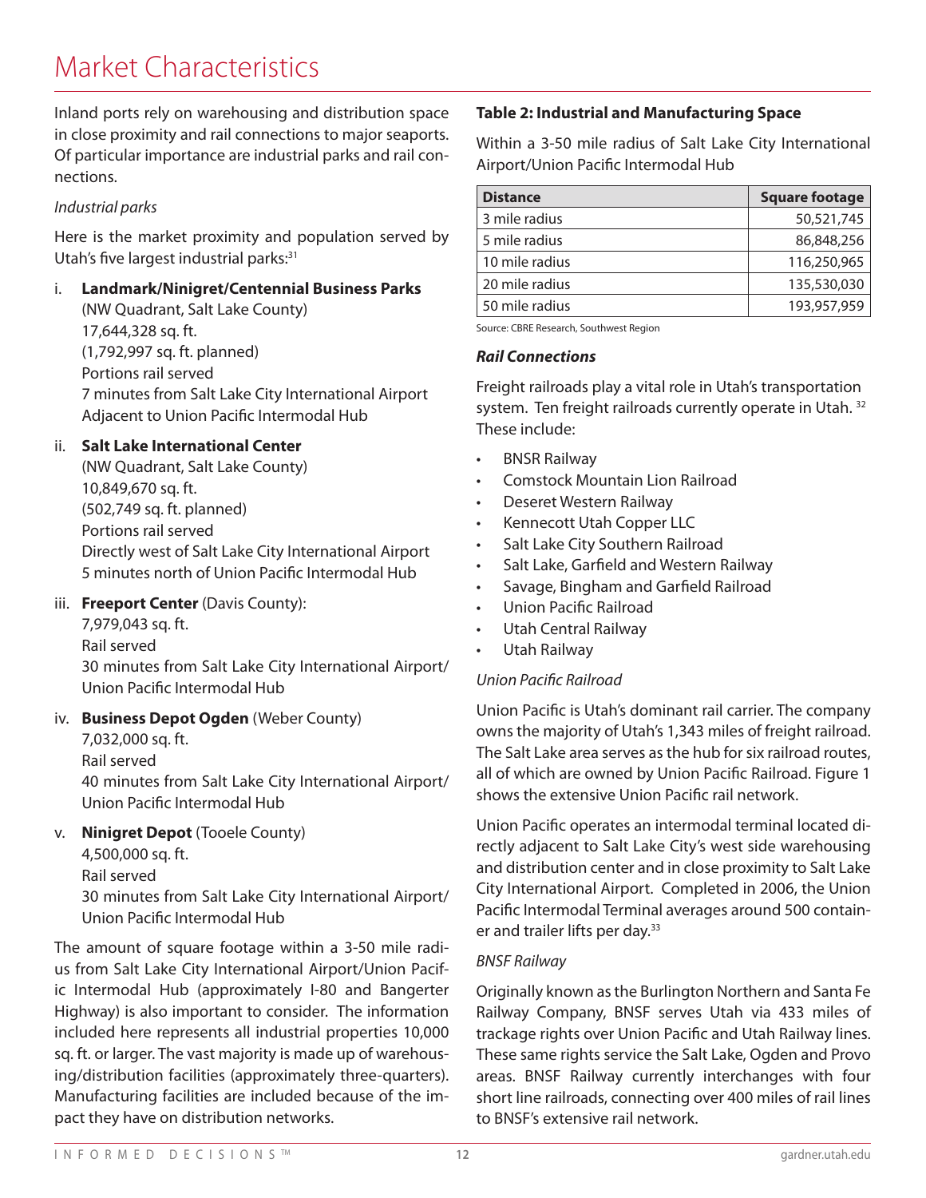# Market Characteristics

Inland ports rely on warehousing and distribution space in close proximity and rail connections to major seaports. Of particular importance are industrial parks and rail connections.

*Industrial parks*

Here is the market proximity and population served by Utah's five largest industrial parks:[31]

i. **Landmark/Ninigret/Centennial Business Parks**
   (NW Quadrant, Salt Lake County)
   17,644,328 sq. ft.
   (1,792,997 sq. ft. planned)
   Portions rail served
   7 minutes from Salt Lake City International Airport
   Adjacent to Union Pacific Intermodal Hub

ii. **Salt Lake International Center**
   (NW Quadrant, Salt Lake County)
   10,849,670 sq. ft.
   (502,749 sq. ft. planned)
   Portions rail served
   Directly west of Salt Lake City International Airport
   5 minutes north of Union Pacific Intermodal Hub

iii. **Freeport Center** (Davis County):
   7,979,043 sq. ft.
   Rail served
   30 minutes from Salt Lake City International Airport/Union Pacific Intermodal Hub

iv. **Business Depot Ogden** (Weber County)
   7,032,000 sq. ft.
   Rail served
   40 minutes from Salt Lake City International Airport/Union Pacific Intermodal Hub

v. **Ninigret Depot** (Tooele County)
   4,500,000 sq. ft.
   Rail served
   30 minutes from Salt Lake City International Airport/Union Pacific Intermodal Hub

The amount of square footage within a 3-50 mile radius from Salt Lake City International Airport/Union Pacific Intermodal Hub (approximately I-80 and Bangerter Highway) is also important to consider. The information included here represents all industrial properties 10,000 sq. ft. or larger. The vast majority is made up of warehousing/distribution facilities (approximately three-quarters). Manufacturing facilities are included because of the impact they have on distribution networks.

**Table 2: Industrial and Manufacturing Space**

Within a 3-50 mile radius of Salt Lake City International Airport/Union Pacific Intermodal Hub

| Distance | Square footage |
|---|---:|
| 3 mile radius | 50,521,745 |
| 5 mile radius | 86,848,256 |
| 10 mile radius | 116,250,965 |
| 20 mile radius | 135,530,030 |
| 50 mile radius | 193,957,959 |

Source: CBRE Research, Southwest Region

***Rail Connections***

Freight railroads play a vital role in Utah's transportation system. Ten freight railroads currently operate in Utah.[32] These include:

- BNSR Railway
- Comstock Mountain Lion Railroad
- Deseret Western Railway
- Kennecott Utah Copper LLC
- Salt Lake City Southern Railroad
- Salt Lake, Garfield and Western Railway
- Savage, Bingham and Garfield Railroad
- Union Pacific Railroad
- Utah Central Railway
- Utah Railway

*Union Pacific Railroad*

Union Pacific is Utah's dominant rail carrier. The company owns the majority of Utah's 1,343 miles of freight railroad. The Salt Lake area serves as the hub for six railroad routes, all of which are owned by Union Pacific Railroad. Figure 1 shows the extensive Union Pacific rail network.

Union Pacific operates an intermodal terminal located directly adjacent to Salt Lake City's west side warehousing and distribution center and in close proximity to Salt Lake City International Airport. Completed in 2006, the Union Pacific Intermodal Terminal averages around 500 container and trailer lifts per day.[33]

*BNSF Railway*

Originally known as the Burlington Northern and Santa Fe Railway Company, BNSF serves Utah via 433 miles of trackage rights over Union Pacific and Utah Railway lines. These same rights service the Salt Lake, Ogden and Provo areas. BNSF Railway currently interchanges with four short line railroads, connecting over 400 miles of rail lines to BNSF's extensive rail network.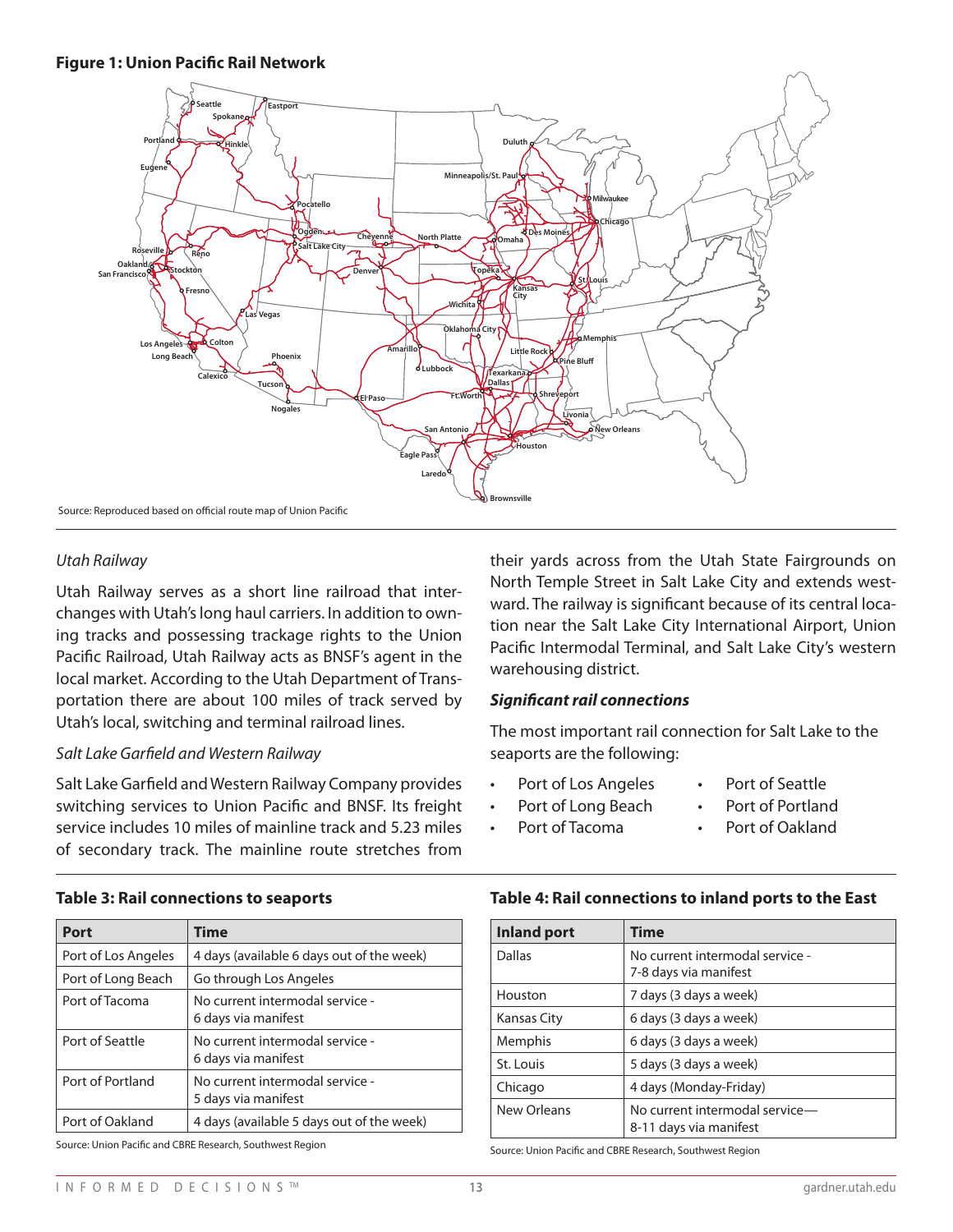**Figure 1: Union Pacific Rail Network**

Source: Reproduced based on official route map of Union Pacific

*Utah Railway*

Utah Railway serves as a short line railroad that interchanges with Utah's long haul carriers. In addition to owning tracks and possessing trackage rights to the Union Pacific Railroad, Utah Railway acts as BNSF's agent in the local market. According to the Utah Department of Transportation there are about 100 miles of track served by Utah's local, switching and terminal railroad lines.

*Salt Lake Garfield and Western Railway*

Salt Lake Garfield and Western Railway Company provides switching services to Union Pacific and BNSF. Its freight service includes 10 miles of mainline track and 5.23 miles of secondary track. The mainline route stretches from their yards across from the Utah State Fairgrounds on North Temple Street in Salt Lake City and extends westward. The railway is significant because of its central location near the Salt Lake City International Airport, Union Pacific Intermodal Terminal, and Salt Lake City's western warehousing district.

***Significant rail connections***

The most important rail connection for Salt Lake to the seaports are the following:

- Port of Los Angeles
- Port of Long Beach
- Port of Tacoma
- Port of Seattle
- Port of Portland
- Port of Oakland

**Table 3: Rail connections to seaports**

| Port | Time |
|---|---|
| Port of Los Angeles | 4 days (available 6 days out of the week) |
| Port of Long Beach | Go through Los Angeles |
| Port of Tacoma | No current intermodal service - 6 days via manifest |
| Port of Seattle | No current intermodal service - 6 days via manifest |
| Port of Portland | No current intermodal service - 5 days via manifest |
| Port of Oakland | 4 days (available 5 days out of the week) |

Source: Union Pacific and CBRE Research, Southwest Region

**Table 4: Rail connections to inland ports to the East**

| Inland port | Time |
|---|---|
| Dallas | No current intermodal service - 7-8 days via manifest |
| Houston | 7 days (3 days a week) |
| Kansas City | 6 days (3 days a week) |
| Memphis | 6 days (3 days a week) |
| St. Louis | 5 days (3 days a week) |
| Chicago | 4 days (Monday-Friday) |
| New Orleans | No current intermodal service— 8-11 days via manifest |

Source: Union Pacific and CBRE Research, Southwest Region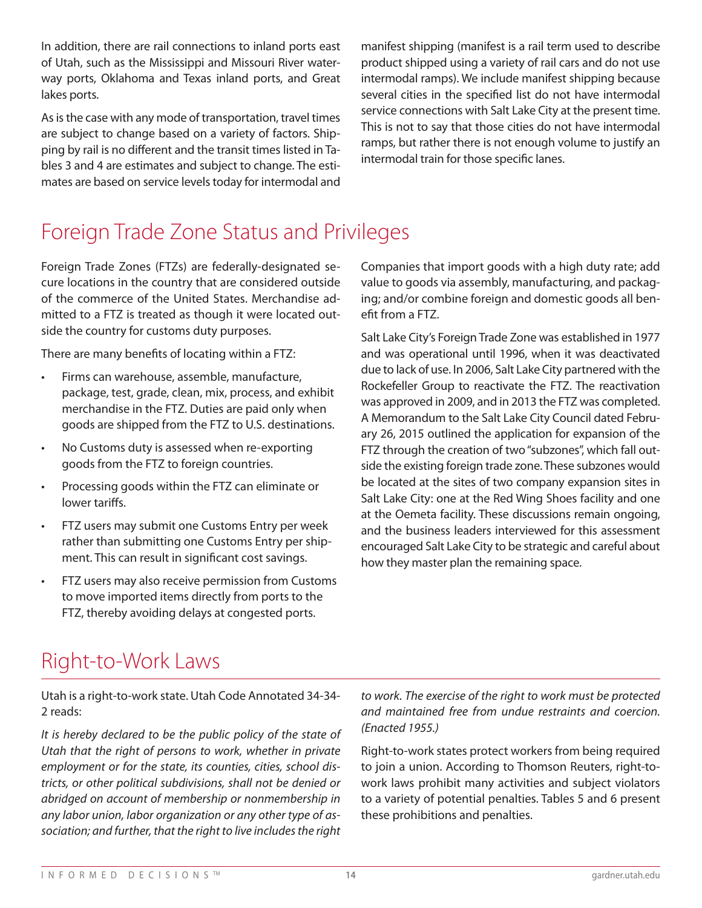In addition, there are rail connections to inland ports east of Utah, such as the Mississippi and Missouri River waterway ports, Oklahoma and Texas inland ports, and Great lakes ports.

As is the case with any mode of transportation, travel times are subject to change based on a variety of factors. Shipping by rail is no different and the transit times listed in Tables 3 and 4 are estimates and subject to change. The estimates are based on service levels today for intermodal and manifest shipping (manifest is a rail term used to describe product shipped using a variety of rail cars and do not use intermodal ramps). We include manifest shipping because several cities in the specified list do not have intermodal service connections with Salt Lake City at the present time. This is not to say that those cities do not have intermodal ramps, but rather there is not enough volume to justify an intermodal train for those specific lanes.

# Foreign Trade Zone Status and Privileges

Foreign Trade Zones (FTZs) are federally-designated secure locations in the country that are considered outside of the commerce of the United States. Merchandise admitted to a FTZ is treated as though it were located outside the country for customs duty purposes.

There are many benefits of locating within a FTZ:

- Firms can warehouse, assemble, manufacture, package, test, grade, clean, mix, process, and exhibit merchandise in the FTZ. Duties are paid only when goods are shipped from the FTZ to U.S. destinations.
- No Customs duty is assessed when re-exporting goods from the FTZ to foreign countries.
- Processing goods within the FTZ can eliminate or lower tariffs.
- FTZ users may submit one Customs Entry per week rather than submitting one Customs Entry per shipment. This can result in significant cost savings.
- FTZ users may also receive permission from Customs to move imported items directly from ports to the FTZ, thereby avoiding delays at congested ports.

Companies that import goods with a high duty rate; add value to goods via assembly, manufacturing, and packaging; and/or combine foreign and domestic goods all benefit from a FTZ.

Salt Lake City's Foreign Trade Zone was established in 1977 and was operational until 1996, when it was deactivated due to lack of use. In 2006, Salt Lake City partnered with the Rockefeller Group to reactivate the FTZ. The reactivation was approved in 2009, and in 2013 the FTZ was completed. A Memorandum to the Salt Lake City Council dated February 26, 2015 outlined the application for expansion of the FTZ through the creation of two "subzones", which fall outside the existing foreign trade zone. These subzones would be located at the sites of two company expansion sites in Salt Lake City: one at the Red Wing Shoes facility and one at the Oemeta facility. These discussions remain ongoing, and the business leaders interviewed for this assessment encouraged Salt Lake City to be strategic and careful about how they master plan the remaining space.

# Right-to-Work Laws

Utah is a right-to-work state. Utah Code Annotated 34-34-2 reads:

*It is hereby declared to be the public policy of the state of Utah that the right of persons to work, whether in private employment or for the state, its counties, cities, school districts, or other political subdivisions, shall not be denied or abridged on account of membership or nonmembership in any labor union, labor organization or any other type of association; and further, that the right to live includes the right to work. The exercise of the right to work must be protected and maintained free from undue restraints and coercion. (Enacted 1955.)*

Right-to-work states protect workers from being required to join a union. According to Thomson Reuters, right-to-work laws prohibit many activities and subject violators to a variety of potential penalties. Tables 5 and 6 present these prohibitions and penalties.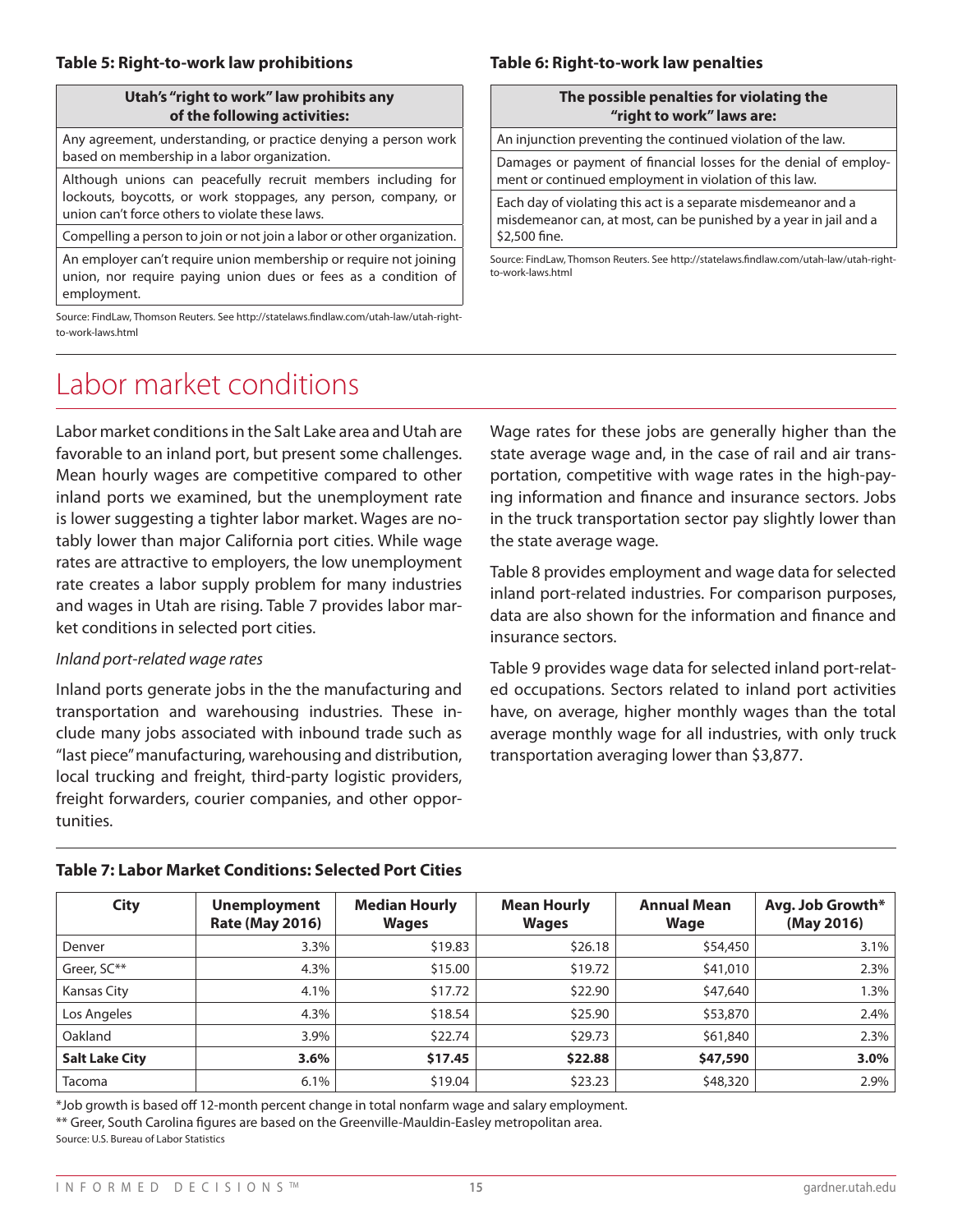**Table 5: Right-to-work law prohibitions**

| Utah's "right to work" law prohibits any of the following activities: |
|---|
| Any agreement, understanding, or practice denying a person work based on membership in a labor organization. |
| Although unions can peacefully recruit members including for lockouts, boycotts, or work stoppages, any person, company, or union can't force others to violate these laws. |
| Compelling a person to join or not join a labor or other organization. |
| An employer can't require union membership or require not joining union, nor require paying union dues or fees as a condition of employment. |

Source: FindLaw, Thomson Reuters. See http://statelaws.findlaw.com/utah-law/utah-right-to-work-laws.html

**Table 6: Right-to-work law penalties**

| The possible penalties for violating the "right to work" laws are: |
|---|
| An injunction preventing the continued violation of the law. |
| Damages or payment of financial losses for the denial of employment or continued employment in violation of this law. |
| Each day of violating this act is a separate misdemeanor and a misdemeanor can, at most, can be punished by a year in jail and a $2,500 fine. |

Source: FindLaw, Thomson Reuters. See http://statelaws.findlaw.com/utah-law/utah-right-to-work-laws.html

# Labor market conditions

Labor market conditions in the Salt Lake area and Utah are favorable to an inland port, but present some challenges. Mean hourly wages are competitive compared to other inland ports we examined, but the unemployment rate is lower suggesting a tighter labor market. Wages are notably lower than major California port cities. While wage rates are attractive to employers, the low unemployment rate creates a labor supply problem for many industries and wages in Utah are rising. Table 7 provides labor market conditions in selected port cities.

*Inland port-related wage rates*

Inland ports generate jobs in the the manufacturing and transportation and warehousing industries. These include many jobs associated with inbound trade such as "last piece" manufacturing, warehousing and distribution, local trucking and freight, third-party logistic providers, freight forwarders, courier companies, and other opportunities.

Wage rates for these jobs are generally higher than the state average wage and, in the case of rail and air transportation, competitive with wage rates in the high-paying information and finance and insurance sectors. Jobs in the truck transportation sector pay slightly lower than the state average wage.

Table 8 provides employment and wage data for selected inland port-related industries. For comparison purposes, data are also shown for the information and finance and insurance sectors.

Table 9 provides wage data for selected inland port-related occupations. Sectors related to inland port activities have, on average, higher monthly wages than the total average monthly wage for all industries, with only truck transportation averaging lower than $3,877.

**Table 7: Labor Market Conditions: Selected Port Cities**

| City | Unemployment Rate (May 2016) | Median Hourly Wages | Mean Hourly Wages | Annual Mean Wage | Avg. Job Growth* (May 2016) |
|---|---|---|---|---|---|
| Denver | 3.3% | $19.83 | $26.18 | $54,450 | 3.1% |
| Greer, SC** | 4.3% | $15.00 | $19.72 | $41,010 | 2.3% |
| Kansas City | 4.1% | $17.72 | $22.90 | $47,640 | 1.3% |
| Los Angeles | 4.3% | $18.54 | $25.90 | $53,870 | 2.4% |
| Oakland | 3.9% | $22.74 | $29.73 | $61,840 | 2.3% |
| **Salt Lake City** | **3.6%** | **$17.45** | **$22.88** | **$47,590** | **3.0%** |
| Tacoma | 6.1% | $19.04 | $23.23 | $48,320 | 2.9% |

*Job growth is based off 12-month percent change in total nonfarm wage and salary employment.
** Greer, South Carolina figures are based on the Greenville-Mauldin-Easley metropolitan area.
Source: U.S. Bureau of Labor Statistics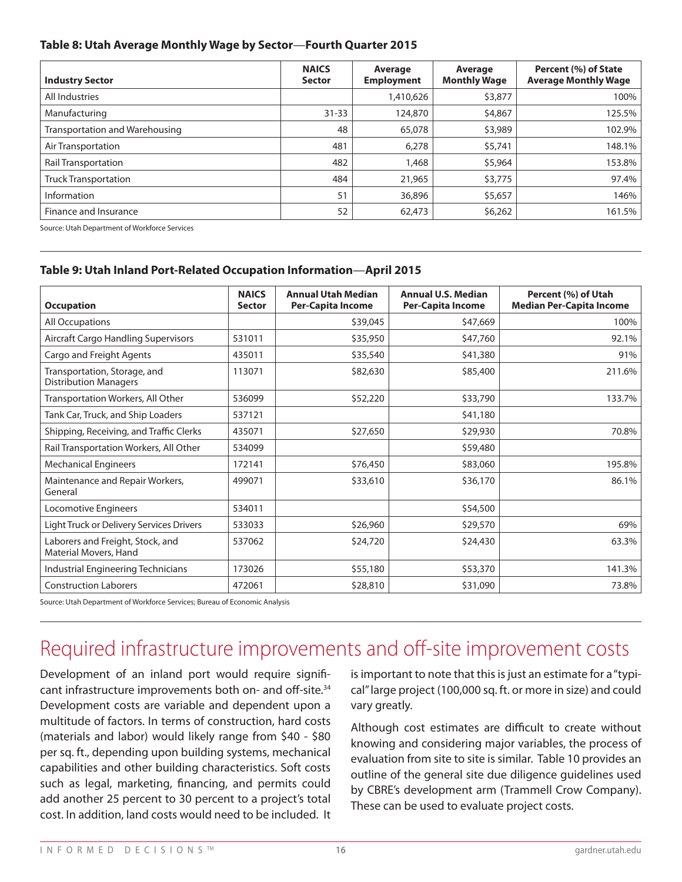### Table 8: Utah Average Monthly Wage by Sector—Fourth Quarter 2015

| Industry Sector | NAICS Sector | Average Employment | Average Monthly Wage | Percent (%) of State Average Monthly Wage |
|---|---|---|---|---|
| All Industries | | 1,410,626 | $3,877 | 100% |
| Manufacturing | 31-33 | 124,870 | $4,867 | 125.5% |
| Transportation and Warehousing | 48 | 65,078 | $3,989 | 102.9% |
| Air Transportation | 481 | 6,278 | $5,741 | 148.1% |
| Rail Transportation | 482 | 1,468 | $5,964 | 153.8% |
| Truck Transportation | 484 | 21,965 | $3,775 | 97.4% |
| Information | 51 | 36,896 | $5,657 | 146% |
| Finance and Insurance | 52 | 62,473 | $6,262 | 161.5% |

Source: Utah Department of Workforce Services

### Table 9: Utah Inland Port-Related Occupation Information—April 2015

| Occupation | NAICS Sector | Annual Utah Median Per-Capita Income | Annual U.S. Median Per-Capita Income | Percent (%) of Utah Median Per-Capita Income |
|---|---|---|---|---|
| All Occupations | | $39,045 | $47,669 | 100% |
| Aircraft Cargo Handling Supervisors | 531011 | $35,950 | $47,760 | 92.1% |
| Cargo and Freight Agents | 435011 | $35,540 | $41,380 | 91% |
| Transportation, Storage, and Distribution Managers | 113071 | $82,630 | $85,400 | 211.6% |
| Transportation Workers, All Other | 536099 | $52,220 | $33,790 | 133.7% |
| Tank Car, Truck, and Ship Loaders | 537121 | | $41,180 | |
| Shipping, Receiving, and Traffic Clerks | 435071 | $27,650 | $29,930 | 70.8% |
| Rail Transportation Workers, All Other | 534099 | | $59,480 | |
| Mechanical Engineers | 172141 | $76,450 | $83,060 | 195.8% |
| Maintenance and Repair Workers, General | 499071 | $33,610 | $36,170 | 86.1% |
| Locomotive Engineers | 534011 | | $54,500 | |
| Light Truck or Delivery Services Drivers | 533033 | $26,960 | $29,570 | 69% |
| Laborers and Freight, Stock, and Material Movers, Hand | 537062 | $24,720 | $24,430 | 63.3% |
| Industrial Engineering Technicians | 173026 | $55,180 | $53,370 | 141.3% |
| Construction Laborers | 472061 | $28,810 | $31,090 | 73.8% |

Source: Utah Department of Workforce Services; Bureau of Economic Analysis

# Required infrastructure improvements and off-site improvement costs

Development of an inland port would require significant infrastructure improvements both on- and off-site.[34] Development costs are variable and dependent upon a multitude of factors. In terms of construction, hard costs (materials and labor) would likely range from $40 - $80 per sq. ft., depending upon building systems, mechanical capabilities and other building characteristics. Soft costs such as legal, marketing, financing, and permits could add another 25 percent to 30 percent to a project's total cost. In addition, land costs would need to be included. It is important to note that this is just an estimate for a "typical" large project (100,000 sq. ft. or more in size) and could vary greatly.

Although cost estimates are difficult to create without knowing and considering major variables, the process of evaluation from site to site is similar. Table 10 provides an outline of the general site due diligence guidelines used by CBRE's development arm (Trammell Crow Company). These can be used to evaluate project costs.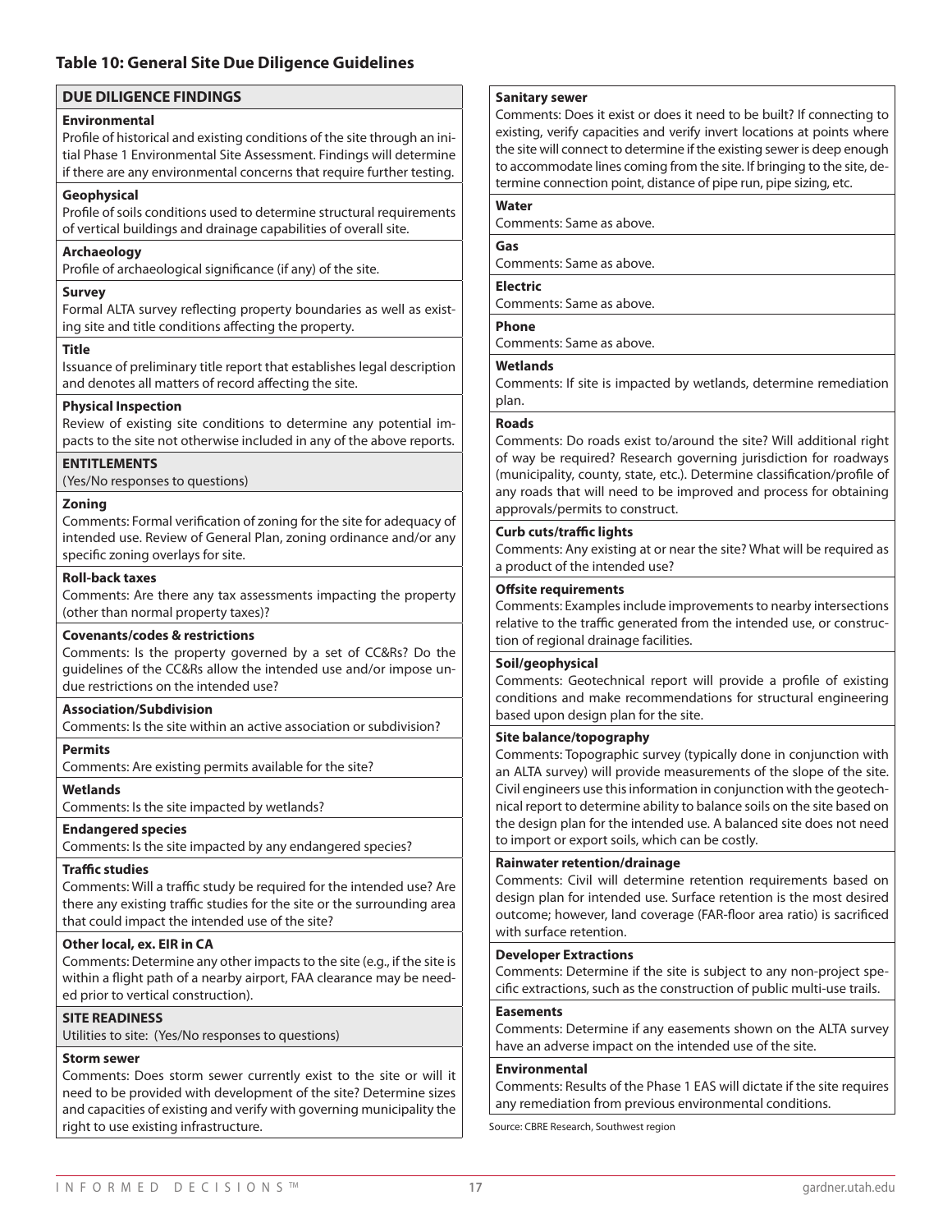### Table 10: General Site Due Diligence Guidelines

| DUE DILIGENCE FINDINGS |
|---|
| **Environmental**<br>Profile of historical and existing conditions of the site through an initial Phase 1 Environmental Site Assessment. Findings will determine if there are any environmental concerns that require further testing. |
| **Geophysical**<br>Profile of soils conditions used to determine structural requirements of vertical buildings and drainage capabilities of overall site. |
| **Archaeology**<br>Profile of archaeological significance (if any) of the site. |
| **Survey**<br>Formal ALTA survey reflecting property boundaries as well as existing site and title conditions affecting the property. |
| **Title**<br>Issuance of preliminary title report that establishes legal description and denotes all matters of record affecting the site. |
| **Physical Inspection**<br>Review of existing site conditions to determine any potential impacts to the site not otherwise included in any of the above reports. |
| **ENTITLEMENTS**<br>(Yes/No responses to questions) |
| **Zoning**<br>Comments: Formal verification of zoning for the site for adequacy of intended use. Review of General Plan, zoning ordinance and/or any specific zoning overlays for site. |
| **Roll-back taxes**<br>Comments: Are there any tax assessments impacting the property (other than normal property taxes)? |
| **Covenants/codes & restrictions**<br>Comments: Is the property governed by a set of CC&Rs? Do the guidelines of the CC&Rs allow the intended use and/or impose undue restrictions on the intended use? |
| **Association/Subdivision**<br>Comments: Is the site within an active association or subdivision? |
| **Permits**<br>Comments: Are existing permits available for the site? |
| **Wetlands**<br>Comments: Is the site impacted by wetlands? |
| **Endangered species**<br>Comments: Is the site impacted by any endangered species? |
| **Traffic studies**<br>Comments: Will a traffic study be required for the intended use? Are there any existing traffic studies for the site or the surrounding area that could impact the intended use of the site? |
| **Other local, ex. EIR in CA**<br>Comments: Determine any other impacts to the site (e.g., if the site is within a flight path of a nearby airport, FAA clearance may be needed prior to vertical construction). |
| **SITE READINESS**<br>Utilities to site: (Yes/No responses to questions) |
| **Storm sewer**<br>Comments: Does storm sewer currently exist to the site or will it need to be provided with development of the site? Determine sizes and capacities of existing and verify with governing municipality the right to use existing infrastructure. |
| **Sanitary sewer**<br>Comments: Does it exist or does it need to be built? If connecting to existing, verify capacities and verify invert locations at points where the site will connect to determine if the existing sewer is deep enough to accommodate lines coming from the site. If bringing to the site, determine connection point, distance of pipe run, pipe sizing, etc. |
| **Water**<br>Comments: Same as above. |
| **Gas**<br>Comments: Same as above. |
| **Electric**<br>Comments: Same as above. |
| **Phone**<br>Comments: Same as above. |
| **Wetlands**<br>Comments: If site is impacted by wetlands, determine remediation plan. |
| **Roads**<br>Comments: Do roads exist to/around the site? Will additional right of way be required? Research governing jurisdiction for roadways (municipality, county, state, etc.). Determine classification/profile of any roads that will need to be improved and process for obtaining approvals/permits to construct. |
| **Curb cuts/traffic lights**<br>Comments: Any existing at or near the site? What will be required as a product of the intended use? |
| **Offsite requirements**<br>Comments: Examples include improvements to nearby intersections relative to the traffic generated from the intended use, or construction of regional drainage facilities. |
| **Soil/geophysical**<br>Comments: Geotechnical report will provide a profile of existing conditions and make recommendations for structural engineering based upon design plan for the site. |
| **Site balance/topography**<br>Comments: Topographic survey (typically done in conjunction with an ALTA survey) will provide measurements of the slope of the site. Civil engineers use this information in conjunction with the geotechnical report to determine ability to balance soils on the site based on the design plan for the intended use. A balanced site does not need to import or export soils, which can be costly. |
| **Rainwater retention/drainage**<br>Comments: Civil will determine retention requirements based on design plan for intended use. Surface retention is the most desired outcome; however, land coverage (FAR-floor area ratio) is sacrificed with surface retention. |
| **Developer Extractions**<br>Comments: Determine if the site is subject to any non-project specific extractions, such as the construction of public multi-use trails. |
| **Easements**<br>Comments: Determine if any easements shown on the ALTA survey have an adverse impact on the intended use of the site. |
| **Environmental**<br>Comments: Results of the Phase 1 EAS will dictate if the site requires any remediation from previous environmental conditions. |

Source: CBRE Research, Southwest region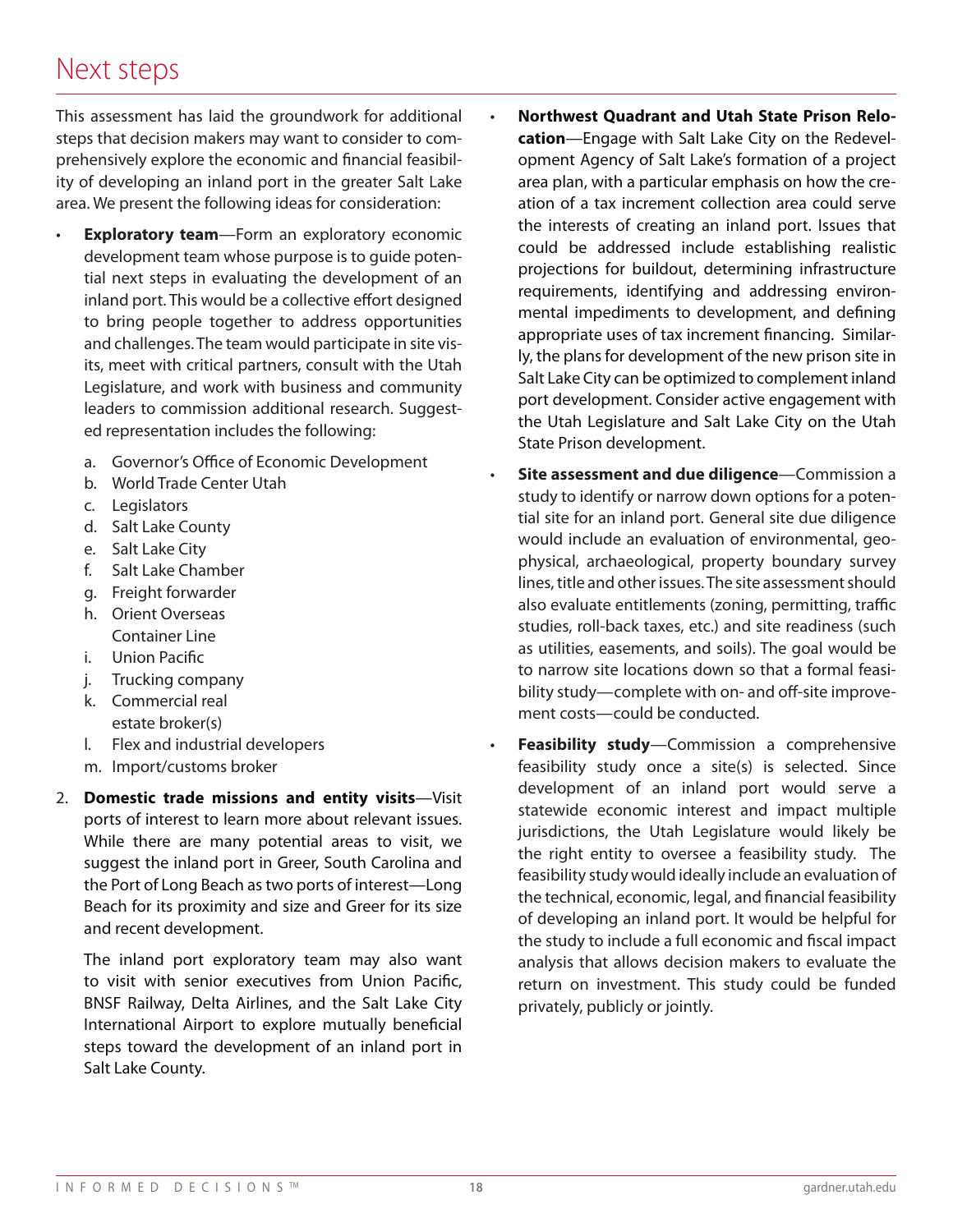# Next steps

This assessment has laid the groundwork for additional steps that decision makers may want to consider to comprehensively explore the economic and financial feasibility of developing an inland port in the greater Salt Lake area. We present the following ideas for consideration:

- **Exploratory team**—Form an exploratory economic development team whose purpose is to guide potential next steps in evaluating the development of an inland port. This would be a collective effort designed to bring people together to address opportunities and challenges. The team would participate in site visits, meet with critical partners, consult with the Utah Legislature, and work with business and community leaders to commission additional research. Suggested representation includes the following:

    a. Governor's Office of Economic Development
    b. World Trade Center Utah
    c. Legislators
    d. Salt Lake County
    e. Salt Lake City
    f. Salt Lake Chamber
    g. Freight forwarder
    h. Orient Overseas Container Line
    i. Union Pacific
    j. Trucking company
    k. Commercial real estate broker(s)
    l. Flex and industrial developers
    m. Import/customs broker

2. **Domestic trade missions and entity visits**—Visit ports of interest to learn more about relevant issues. While there are many potential areas to visit, we suggest the inland port in Greer, South Carolina and the Port of Long Beach as two ports of interest—Long Beach for its proximity and size and Greer for its size and recent development.

    The inland port exploratory team may also want to visit with senior executives from Union Pacific, BNSF Railway, Delta Airlines, and the Salt Lake City International Airport to explore mutually beneficial steps toward the development of an inland port in Salt Lake County.

- **Northwest Quadrant and Utah State Prison Relocation**—Engage with Salt Lake City on the Redevelopment Agency of Salt Lake's formation of a project area plan, with a particular emphasis on how the creation of a tax increment collection area could serve the interests of creating an inland port. Issues that could be addressed include establishing realistic projections for buildout, determining infrastructure requirements, identifying and addressing environmental impediments to development, and defining appropriate uses of tax increment financing. Similarly, the plans for development of the new prison site in Salt Lake City can be optimized to complement inland port development. Consider active engagement with the Utah Legislature and Salt Lake City on the Utah State Prison development.

- **Site assessment and due diligence**—Commission a study to identify or narrow down options for a potential site for an inland port. General site due diligence would include an evaluation of environmental, geophysical, archaeological, property boundary survey lines, title and other issues. The site assessment should also evaluate entitlements (zoning, permitting, traffic studies, roll-back taxes, etc.) and site readiness (such as utilities, easements, and soils). The goal would be to narrow site locations down so that a formal feasibility study—complete with on- and off-site improvement costs—could be conducted.

- **Feasibility study**—Commission a comprehensive feasibility study once a site(s) is selected. Since development of an inland port would serve a statewide economic interest and impact multiple jurisdictions, the Utah Legislature would likely be the right entity to oversee a feasibility study. The feasibility study would ideally include an evaluation of the technical, economic, legal, and financial feasibility of developing an inland port. It would be helpful for the study to include a full economic and fiscal impact analysis that allows decision makers to evaluate the return on investment. This study could be funded privately, publicly or jointly.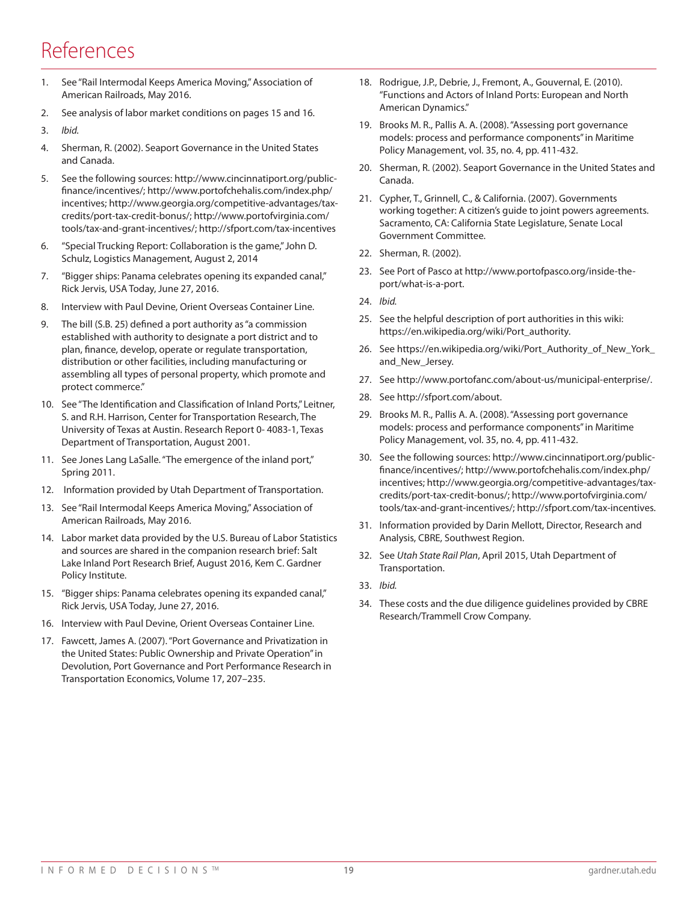# References

1. See "Rail Intermodal Keeps America Moving," Association of American Railroads, May 2016.
2. See analysis of labor market conditions on pages 15 and 16.
3. *Ibid.*
4. Sherman, R. (2002). Seaport Governance in the United States and Canada.
5. See the following sources: http://www.cincinnatiport.org/public-finance/incentives/; http://www.portofchehalis.com/index.php/incentives; http://www.georgia.org/competitive-advantages/tax-credits/port-tax-credit-bonus/; http://www.portofvirginia.com/tools/tax-and-grant-incentives/; http://sfport.com/tax-incentives
6. "Special Trucking Report: Collaboration is the game," John D. Schulz, Logistics Management, August 2, 2014
7. "Bigger ships: Panama celebrates opening its expanded canal," Rick Jervis, USA Today, June 27, 2016.
8. Interview with Paul Devine, Orient Overseas Container Line.
9. The bill (S.B. 25) defined a port authority as "a commission established with authority to designate a port district and to plan, finance, develop, operate or regulate transportation, distribution or other facilities, including manufacturing or assembling all types of personal property, which promote and protect commerce."
10. See "The Identification and Classification of Inland Ports," Leitner, S. and R.H. Harrison, Center for Transportation Research, The University of Texas at Austin. Research Report 0- 4083-1, Texas Department of Transportation, August 2001.
11. See Jones Lang LaSalle. "The emergence of the inland port," Spring 2011.
12. Information provided by Utah Department of Transportation.
13. See "Rail Intermodal Keeps America Moving," Association of American Railroads, May 2016.
14. Labor market data provided by the U.S. Bureau of Labor Statistics and sources are shared in the companion research brief: Salt Lake Inland Port Research Brief, August 2016, Kem C. Gardner Policy Institute.
15. "Bigger ships: Panama celebrates opening its expanded canal," Rick Jervis, USA Today, June 27, 2016.
16. Interview with Paul Devine, Orient Overseas Container Line.
17. Fawcett, James A. (2007). "Port Governance and Privatization in the United States: Public Ownership and Private Operation" in Devolution, Port Governance and Port Performance Research in Transportation Economics, Volume 17, 207–235.
18. Rodrigue, J.P., Debrie, J., Fremont, A., Gouverval, E. (2010). "Functions and Actors of Inland Ports: European and North American Dynamics."
19. Brooks M. R., Pallis A. A. (2008). "Assessing port governance models: process and performance components" in Maritime Policy Management, vol. 35, no. 4, pp. 411-432.
20. Sherman, R. (2002). Seaport Governance in the United States and Canada.
21. Cypher, T., Grinnell, C., & California. (2007). Governments working together: A citizen's guide to joint powers agreements. Sacramento, CA: California State Legislature, Senate Local Government Committee.
22. Sherman, R. (2002).
23. See Port of Pasco at http://www.portofpasco.org/inside-the-port/what-is-a-port.
24. *Ibid.*
25. See the helpful description of port authorities in this wiki: https://en.wikipedia.org/wiki/Port_authority.
26. See https://en.wikipedia.org/wiki/Port_Authority_of_New_York_and_New_Jersey.
27. See http://www.portofanc.com/about-us/municipal-enterprise/.
28. See http://sfport.com/about.
29. Brooks M. R., Pallis A. A. (2008). "Assessing port governance models: process and performance components" in Maritime Policy Management, vol. 35, no. 4, pp. 411-432.
30. See the following sources: http://www.cincinnatiport.org/public-finance/incentives/; http://www.portofchehalis.com/index.php/incentives; http://www.georgia.org/competitive-advantages/tax-credits/port-tax-credit-bonus/; http://www.portofvirginia.com/tools/tax-and-grant-incentives/; http://sfport.com/tax-incentives.
31. Information provided by Darin Mellott, Director, Research and Analysis, CBRE, Southwest Region.
32. See *Utah State Rail Plan*, April 2015, Utah Department of Transportation.
33. *Ibid.*
34. These costs and the due diligence guidelines provided by CBRE Research/Trammell Crow Company.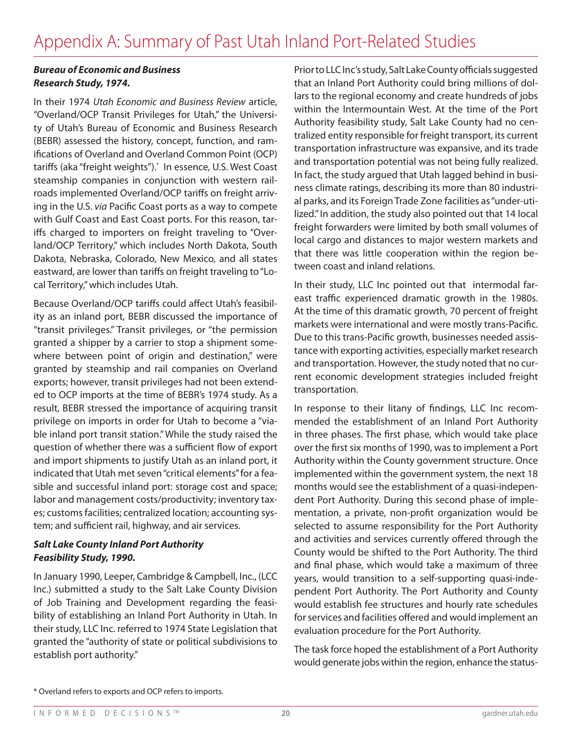# Appendix A: Summary of Past Utah Inland Port-Related Studies

***Bureau of Economic and Business Research Study, 1974.***

In their 1974 *Utah Economic and Business Review* article, "Overland/OCP Transit Privileges for Utah," the University of Utah's Bureau of Economic and Business Research (BEBR) assessed the history, concept, function, and ramifications of Overland and Overland Common Point (OCP) tariffs (aka "freight weights").* In essence, U.S. West Coast steamship companies in conjunction with western railroads implemented Overland/OCP tariffs on freight arriving in the U.S. *via* Pacific Coast ports as a way to compete with Gulf Coast and East Coast ports. For this reason, tariffs charged to importers on freight traveling to "Overland/OCP Territory," which includes North Dakota, South Dakota, Nebraska, Colorado, New Mexico, and all states eastward, are lower than tariffs on freight traveling to "Local Territory," which includes Utah.

Because Overland/OCP tariffs could affect Utah's feasibility as an inland port, BEBR discussed the importance of "transit privileges." Transit privileges, or "the permission granted a shipper by a carrier to stop a shipment somewhere between point of origin and destination," were granted by steamship and rail companies on Overland exports; however, transit privileges had not been extended to OCP imports at the time of BEBR's 1974 study. As a result, BEBR stressed the importance of acquiring transit privilege on imports in order for Utah to become a "viable inland port transit station." While the study raised the question of whether there was a sufficient flow of export and import shipments to justify Utah as an inland port, it indicated that Utah met seven "critical elements" for a feasible and successful inland port: storage cost and space; labor and management costs/productivity; inventory taxes; customs facilities; centralized location; accounting system; and sufficient rail, highway, and air services.

***Salt Lake County Inland Port Authority Feasibility Study, 1990.***

In January 1990, Leeper, Cambridge & Campbell, Inc., (LCC Inc.) submitted a study to the Salt Lake County Division of Job Training and Development regarding the feasibility of establishing an Inland Port Authority in Utah. In their study, LLC Inc. referred to 1974 State Legislation that granted the "authority of state or political subdivisions to establish port authority."

Prior to LLC Inc's study, Salt Lake County officials suggested that an Inland Port Authority could bring millions of dollars to the regional economy and create hundreds of jobs within the Intermountain West. At the time of the Port Authority feasibility study, Salt Lake County had no centralized entity responsible for freight transport, its current transportation infrastructure was expansive, and its trade and transportation potential was not being fully realized. In fact, the study argued that Utah lagged behind in business climate ratings, describing its more than 80 industrial parks, and its Foreign Trade Zone facilities as "under-utilized." In addition, the study also pointed out that 14 local freight forwarders were limited by both small volumes of local cargo and distances to major western markets and that there was little cooperation within the region between coast and inland relations.

In their study, LLC Inc pointed out that intermodal fareast traffic experienced dramatic growth in the 1980s. At the time of this dramatic growth, 70 percent of freight markets were international and were mostly trans-Pacific. Due to this trans-Pacific growth, businesses needed assistance with exporting activities, especially market research and transportation. However, the study noted that no current economic development strategies included freight transportation.

In response to their litany of findings, LLC Inc recommended the establishment of an Inland Port Authority in three phases. The first phase, which would take place over the first six months of 1990, was to implement a Port Authority within the County government structure. Once implemented within the government system, the next 18 months would see the establishment of a quasi-independent Port Authority. During this second phase of implementation, a private, non-profit organization would be selected to assume responsibility for the Port Authority and activities and services currently offered through the County would be shifted to the Port Authority. The third and final phase, which would take a maximum of three years, would transition to a self-supporting quasi-independent Port Authority. The Port Authority and County would establish fee structures and hourly rate schedules for services and facilities offered and would implement an evaluation procedure for the Port Authority.

The task force hoped the establishment of a Port Authority would generate jobs within the region, enhance the status-

* Overland refers to exports and OCP refers to imports.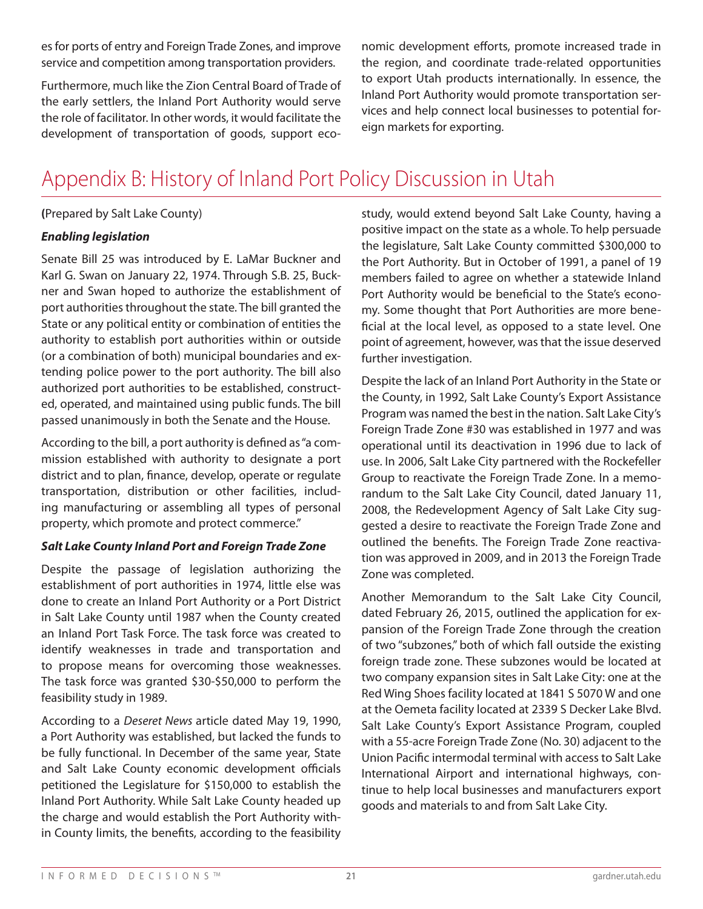es for ports of entry and Foreign Trade Zones, and improve service and competition among transportation providers.

Furthermore, much like the Zion Central Board of Trade of the early settlers, the Inland Port Authority would serve the role of facilitator. In other words, it would facilitate the development of transportation of goods, support economic development efforts, promote increased trade in the region, and coordinate trade-related opportunities to export Utah products internationally. In essence, the Inland Port Authority would promote transportation services and help connect local businesses to potential foreign markets for exporting.

# Appendix B: History of Inland Port Policy Discussion in Utah

(Prepared by Salt Lake County)

***Enabling legislation***

Senate Bill 25 was introduced by E. LaMar Buckner and Karl G. Swan on January 22, 1974. Through S.B. 25, Buckner and Swan hoped to authorize the establishment of port authorities throughout the state. The bill granted the State or any political entity or combination of entities the authority to establish port authorities within or outside (or a combination of both) municipal boundaries and extending police power to the port authority. The bill also authorized port authorities to be established, constructed, operated, and maintained using public funds. The bill passed unanimously in both the Senate and the House.

According to the bill, a port authority is defined as "a commission established with authority to designate a port district and to plan, finance, develop, operate or regulate transportation, distribution or other facilities, including manufacturing or assembling all types of personal property, which promote and protect commerce."

***Salt Lake County Inland Port and Foreign Trade Zone***

Despite the passage of legislation authorizing the establishment of port authorities in 1974, little else was done to create an Inland Port Authority or a Port District in Salt Lake County until 1987 when the County created an Inland Port Task Force. The task force was created to identify weaknesses in trade and transportation and to propose means for overcoming those weaknesses. The task force was granted $30-$50,000 to perform the feasibility study in 1989.

According to a *Deseret News* article dated May 19, 1990, a Port Authority was established, but lacked the funds to be fully functional. In December of the same year, State and Salt Lake County economic development officials petitioned the Legislature for $150,000 to establish the Inland Port Authority. While Salt Lake County headed up the charge and would establish the Port Authority within County limits, the benefits, according to the feasibility study, would extend beyond Salt Lake County, having a positive impact on the state as a whole. To help persuade the legislature, Salt Lake County committed $300,000 to the Port Authority. But in October of 1991, a panel of 19 members failed to agree on whether a statewide Inland Port Authority would be beneficial to the State's economy. Some thought that Port Authorities are more beneficial at the local level, as opposed to a state level. One point of agreement, however, was that the issue deserved further investigation.

Despite the lack of an Inland Port Authority in the State or the County, in 1992, Salt Lake County's Export Assistance Program was named the best in the nation. Salt Lake City's Foreign Trade Zone #30 was established in 1977 and was operational until its deactivation in 1996 due to lack of use. In 2006, Salt Lake City partnered with the Rockefeller Group to reactivate the Foreign Trade Zone. In a memorandum to the Salt Lake City Council, dated January 11, 2008, the Redevelopment Agency of Salt Lake City suggested a desire to reactivate the Foreign Trade Zone and outlined the benefits. The Foreign Trade Zone reactivation was approved in 2009, and in 2013 the Foreign Trade Zone was completed.

Another Memorandum to the Salt Lake City Council, dated February 26, 2015, outlined the application for expansion of the Foreign Trade Zone through the creation of two "subzones," both of which fall outside the existing foreign trade zone. These subzones would be located at two company expansion sites in Salt Lake City: one at the Red Wing Shoes facility located at 1841 S 5070 W and one at the Oemeta facility located at 2339 S Decker Lake Blvd. Salt Lake County's Export Assistance Program, coupled with a 55-acre Foreign Trade Zone (No. 30) adjacent to the Union Pacific intermodal terminal with access to Salt Lake International Airport and international highways, continue to help local businesses and manufacturers export goods and materials to and from Salt Lake City.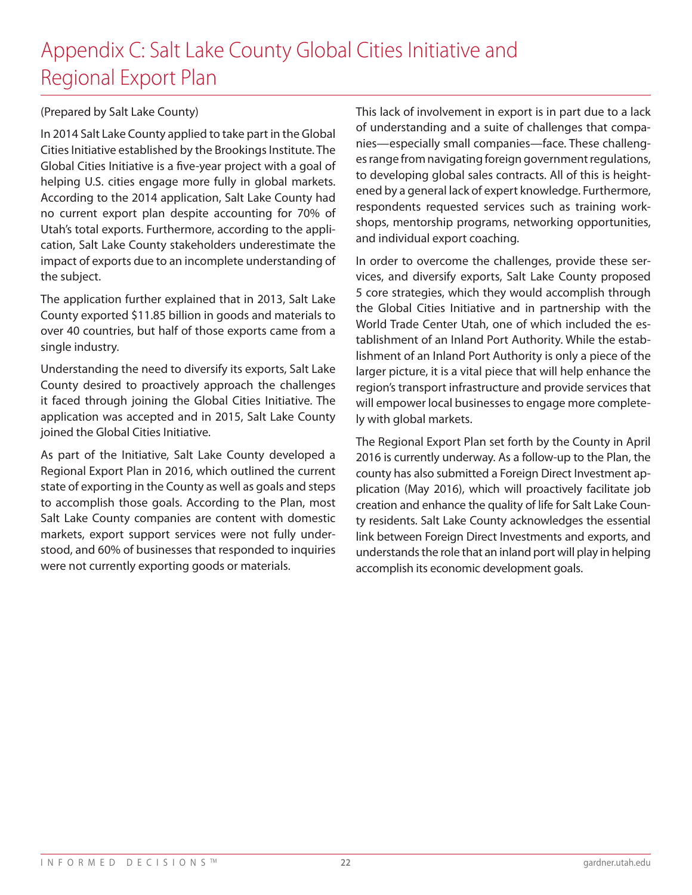# Appendix C: Salt Lake County Global Cities Initiative and Regional Export Plan

(Prepared by Salt Lake County)

In 2014 Salt Lake County applied to take part in the Global Cities Initiative established by the Brookings Institute. The Global Cities Initiative is a five-year project with a goal of helping U.S. cities engage more fully in global markets. According to the 2014 application, Salt Lake County had no current export plan despite accounting for 70% of Utah's total exports. Furthermore, according to the application, Salt Lake County stakeholders underestimate the impact of exports due to an incomplete understanding of the subject.

The application further explained that in 2013, Salt Lake County exported $11.85 billion in goods and materials to over 40 countries, but half of those exports came from a single industry.

Understanding the need to diversify its exports, Salt Lake County desired to proactively approach the challenges it faced through joining the Global Cities Initiative. The application was accepted and in 2015, Salt Lake County joined the Global Cities Initiative.

As part of the Initiative, Salt Lake County developed a Regional Export Plan in 2016, which outlined the current state of exporting in the County as well as goals and steps to accomplish those goals. According to the Plan, most Salt Lake County companies are content with domestic markets, export support services were not fully understood, and 60% of businesses that responded to inquiries were not currently exporting goods or materials.

This lack of involvement in export is in part due to a lack of understanding and a suite of challenges that companies—especially small companies—face. These challenges range from navigating foreign government regulations, to developing global sales contracts. All of this is heightened by a general lack of expert knowledge. Furthermore, respondents requested services such as training workshops, mentorship programs, networking opportunities, and individual export coaching.

In order to overcome the challenges, provide these services, and diversify exports, Salt Lake County proposed 5 core strategies, which they would accomplish through the Global Cities Initiative and in partnership with the World Trade Center Utah, one of which included the establishment of an Inland Port Authority. While the establishment of an Inland Port Authority is only a piece of the larger picture, it is a vital piece that will help enhance the region's transport infrastructure and provide services that will empower local businesses to engage more completely with global markets.

The Regional Export Plan set forth by the County in April 2016 is currently underway. As a follow-up to the Plan, the county has also submitted a Foreign Direct Investment application (May 2016), which will proactively facilitate job creation and enhance the quality of life for Salt Lake County residents. Salt Lake County acknowledges the essential link between Foreign Direct Investments and exports, and understands the role that an inland port will play in helping accomplish its economic development goals.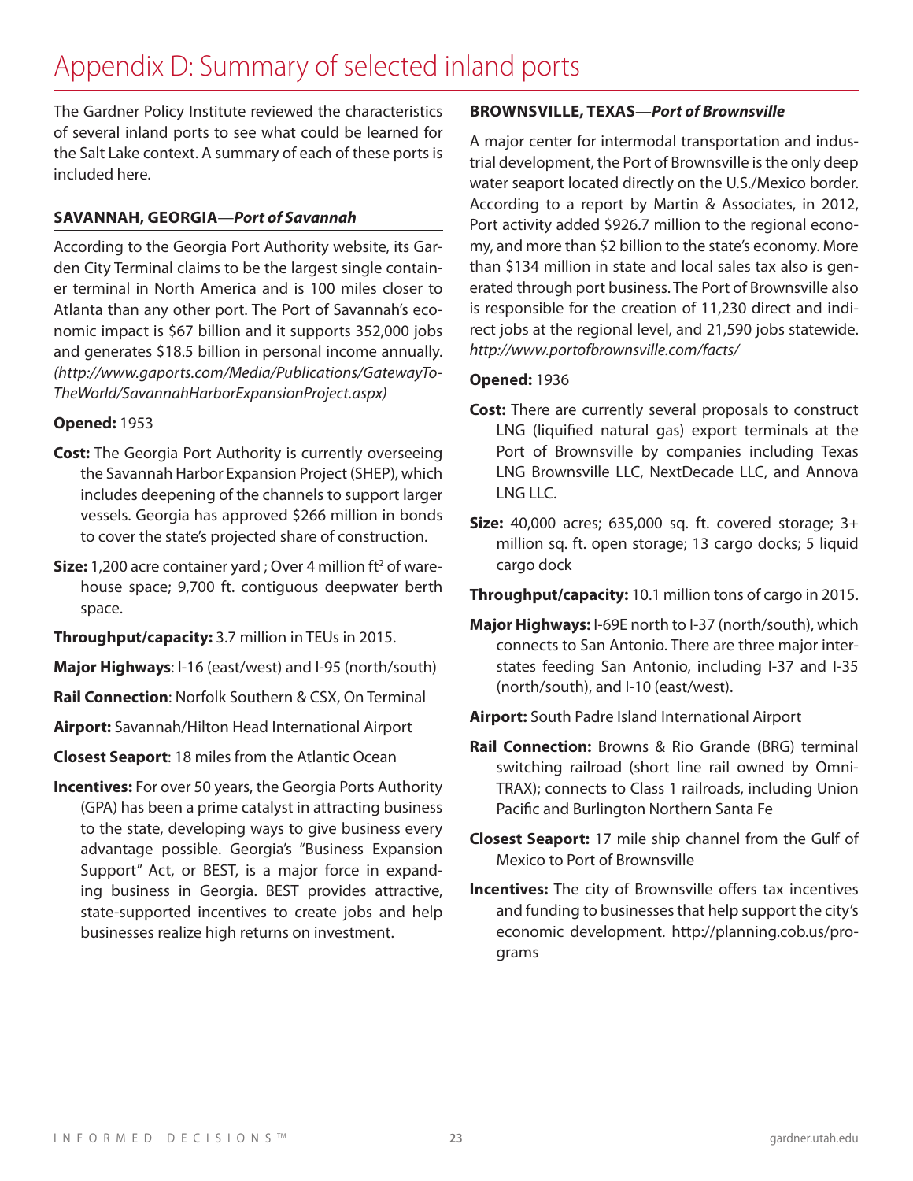# Appendix D: Summary of selected inland ports

The Gardner Policy Institute reviewed the characteristics of several inland ports to see what could be learned for the Salt Lake context. A summary of each of these ports is included here.

### SAVANNAH, GEORGIA—*Port of Savannah*

According to the Georgia Port Authority website, its Garden City Terminal claims to be the largest single container terminal in North America and is 100 miles closer to Atlanta than any other port. The Port of Savannah's economic impact is $67 billion and it supports 352,000 jobs and generates $18.5 billion in personal income annually. *(http://www.gaports.com/Media/Publications/GatewayToTheWorld/SavannahHarborExpansionProject.aspx)*

**Opened:** 1953

**Cost:** The Georgia Port Authority is currently overseeing the Savannah Harbor Expansion Project (SHEP), which includes deepening of the channels to support larger vessels. Georgia has approved $266 million in bonds to cover the state's projected share of construction.

**Size:** 1,200 acre container yard ; Over 4 million $ft^2$ of warehouse space; 9,700 ft. contiguous deepwater berth space.

**Throughput/capacity:** 3.7 million in TEUs in 2015.

**Major Highways**: I-16 (east/west) and I-95 (north/south)

**Rail Connection**: Norfolk Southern & CSX, On Terminal

**Airport:** Savannah/Hilton Head International Airport

**Closest Seaport**: 18 miles from the Atlantic Ocean

**Incentives:** For over 50 years, the Georgia Ports Authority (GPA) has been a prime catalyst in attracting business to the state, developing ways to give business every advantage possible. Georgia's "Business Expansion Support" Act, or BEST, is a major force in expanding business in Georgia. BEST provides attractive, state-supported incentives to create jobs and help businesses realize high returns on investment.

### BROWNSVILLE, TEXAS—*Port of Brownsville*

A major center for intermodal transportation and industrial development, the Port of Brownsville is the only deep water seaport located directly on the U.S./Mexico border. According to a report by Martin & Associates, in 2012, Port activity added $926.7 million to the regional economy, and more than $2 billion to the state's economy. More than $134 million in state and local sales tax also is generated through port business. The Port of Brownsville also is responsible for the creation of 11,230 direct and indirect jobs at the regional level, and 21,590 jobs statewide. *http://www.portofbrownsville.com/facts/*

**Opened:** 1936

**Cost:** There are currently several proposals to construct LNG (liquified natural gas) export terminals at the Port of Brownsville by companies including Texas LNG Brownsville LLC, NextDecade LLC, and Annova LNG LLC.

**Size:** 40,000 acres; 635,000 sq. ft. covered storage; 3+ million sq. ft. open storage; 13 cargo docks; 5 liquid cargo dock

**Throughput/capacity:** 10.1 million tons of cargo in 2015.

**Major Highways:** I-69E north to I-37 (north/south), which connects to San Antonio. There are three major interstates feeding San Antonio, including I-37 and I-35 (north/south), and I-10 (east/west).

**Airport:** South Padre Island International Airport

**Rail Connection:** Browns & Rio Grande (BRG) terminal switching railroad (short line rail owned by OmniTRAX); connects to Class 1 railroads, including Union Pacific and Burlington Northern Santa Fe

**Closest Seaport:** 17 mile ship channel from the Gulf of Mexico to Port of Brownsville

**Incentives:** The city of Brownsville offers tax incentives and funding to businesses that help support the city's economic development. http://planning.cob.us/programs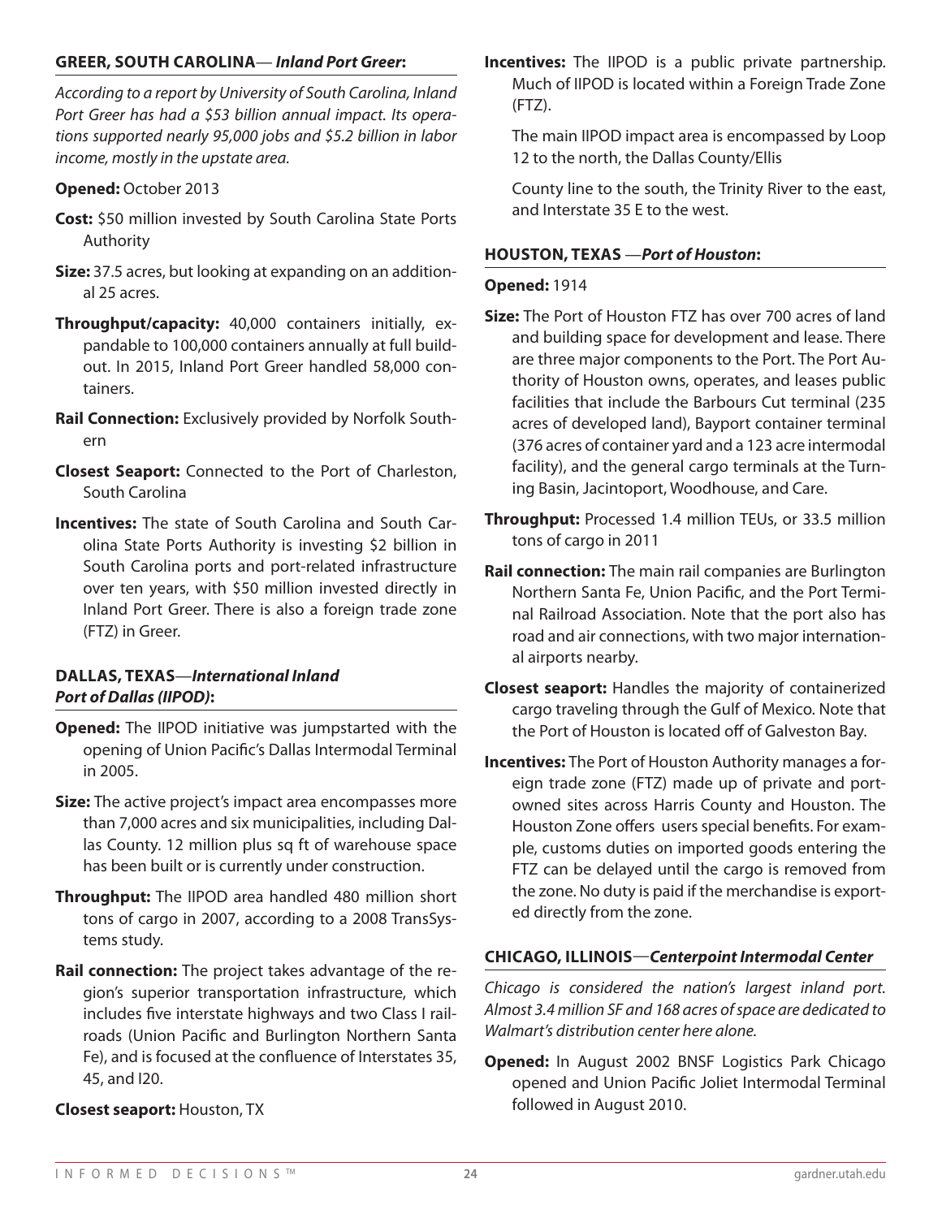### GREER, SOUTH CAROLINA— *Inland Port Greer*:

*According to a report by University of South Carolina, Inland Port Greer has had a $53 billion annual impact. Its operations supported nearly 95,000 jobs and $5.2 billion in labor income, mostly in the upstate area.*

**Opened:** October 2013

**Cost:** $50 million invested by South Carolina State Ports Authority

**Size:** 37.5 acres, but looking at expanding on an additional 25 acres.

**Throughput/capacity:** 40,000 containers initially, expandable to 100,000 containers annually at full buildout. In 2015, Inland Port Greer handled 58,000 containers.

**Rail Connection:** Exclusively provided by Norfolk Southern

**Closest Seaport:** Connected to the Port of Charleston, South Carolina

**Incentives:** The state of South Carolina and South Carolina State Ports Authority is investing $2 billion in South Carolina ports and port-related infrastructure over ten years, with $50 million invested directly in Inland Port Greer. There is also a foreign trade zone (FTZ) in Greer.

### DALLAS, TEXAS—*International Inland Port of Dallas (IIPOD)*:

**Opened:** The IIPOD initiative was jumpstarted with the opening of Union Pacific's Dallas Intermodal Terminal in 2005.

**Size:** The active project's impact area encompasses more than 7,000 acres and six municipalities, including Dallas County. 12 million plus sq ft of warehouse space has been built or is currently under construction.

**Throughput:** The IIPOD area handled 480 million short tons of cargo in 2007, according to a 2008 TransSystems study.

**Rail connection:** The project takes advantage of the region's superior transportation infrastructure, which includes five interstate highways and two Class I railroads (Union Pacific and Burlington Northern Santa Fe), and is focused at the confluence of Interstates 35, 45, and I20.

**Closest seaport:** Houston, TX

**Incentives:** The IIPOD is a public private partnership. Much of IIPOD is located within a Foreign Trade Zone (FTZ).

The main IIPOD impact area is encompassed by Loop 12 to the north, the Dallas County/Ellis

County line to the south, the Trinity River to the east, and Interstate 35 E to the west.

### HOUSTON, TEXAS —*Port of Houston*:

**Opened:** 1914

**Size:** The Port of Houston FTZ has over 700 acres of land and building space for development and lease. There are three major components to the Port. The Port Authority of Houston owns, operates, and leases public facilities that include the Barbours Cut terminal (235 acres of developed land), Bayport container terminal (376 acres of container yard and a 123 acre intermodal facility), and the general cargo terminals at the Turning Basin, Jacintoport, Woodhouse, and Care.

**Throughput:** Processed 1.4 million TEUs, or 33.5 million tons of cargo in 2011

**Rail connection:** The main rail companies are Burlington Northern Santa Fe, Union Pacific, and the Port Terminal Railroad Association. Note that the port also has road and air connections, with two major international airports nearby.

**Closest seaport:** Handles the majority of containerized cargo traveling through the Gulf of Mexico. Note that the Port of Houston is located off of Galveston Bay.

**Incentives:** The Port of Houston Authority manages a foreign trade zone (FTZ) made up of private and port-owned sites across Harris County and Houston. The Houston Zone offers users special benefits. For example, customs duties on imported goods entering the FTZ can be delayed until the cargo is removed from the zone. No duty is paid if the merchandise is exported directly from the zone.

### CHICAGO, ILLINOIS—*Centerpoint Intermodal Center*

*Chicago is considered the nation's largest inland port. Almost 3.4 million SF and 168 acres of space are dedicated to Walmart's distribution center here alone.*

**Opened:** In August 2002 BNSF Logistics Park Chicago opened and Union Pacific Joliet Intermodal Terminal followed in August 2010.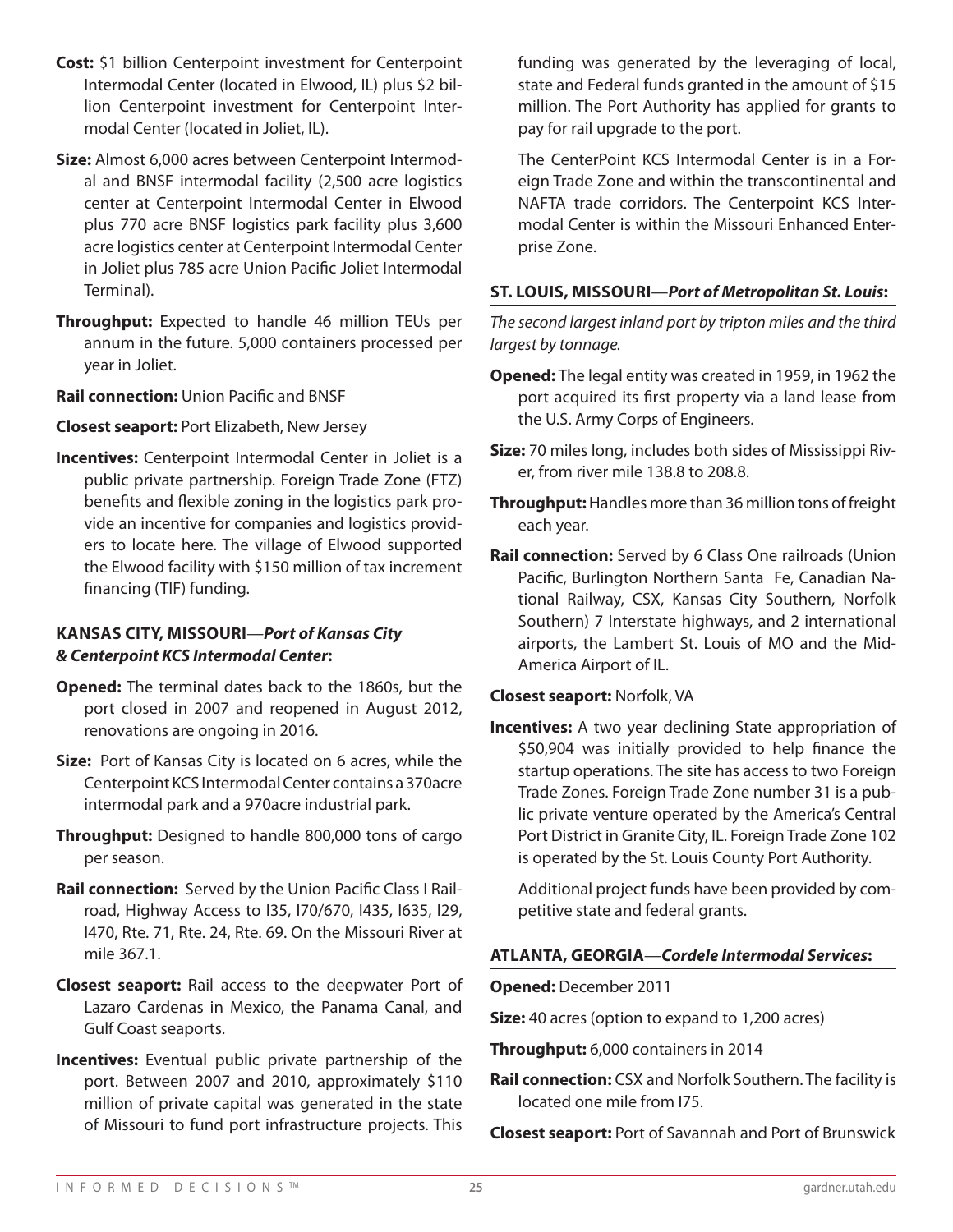**Cost:** $1 billion Centerpoint investment for Centerpoint Intermodal Center (located in Elwood, IL) plus $2 billion Centerpoint investment for Centerpoint Intermodal Center (located in Joliet, IL).

**Size:** Almost 6,000 acres between Centerpoint Intermodal and BNSF intermodal facility (2,500 acre logistics center at Centerpoint Intermodal Center in Elwood plus 770 acre BNSF logistics park facility plus 3,600 acre logistics center at Centerpoint Intermodal Center in Joliet plus 785 acre Union Pacific Joliet Intermodal Terminal).

**Throughput:** Expected to handle 46 million TEUs per annum in the future. 5,000 containers processed per year in Joliet.

**Rail connection:** Union Pacific and BNSF

**Closest seaport:** Port Elizabeth, New Jersey

**Incentives:** Centerpoint Intermodal Center in Joliet is a public private partnership. Foreign Trade Zone (FTZ) benefits and flexible zoning in the logistics park provide an incentive for companies and logistics providers to locate here. The village of Elwood supported the Elwood facility with $150 million of tax increment financing (TIF) funding.

### KANSAS CITY, MISSOURI—*Port of Kansas City & Centerpoint KCS Intermodal Center*:

**Opened:** The terminal dates back to the 1860s, but the port closed in 2007 and reopened in August 2012, renovations are ongoing in 2016.

**Size:** Port of Kansas City is located on 6 acres, while the Centerpoint KCS Intermodal Center contains a 370acre intermodal park and a 970acre industrial park.

**Throughput:** Designed to handle 800,000 tons of cargo per season.

**Rail connection:** Served by the Union Pacific Class I Railroad, Highway Access to I35, I70/670, I435, I635, I29, I470, Rte. 71, Rte. 24, Rte. 69. On the Missouri River at mile 367.1.

**Closest seaport:** Rail access to the deepwater Port of Lazaro Cardenas in Mexico, the Panama Canal, and Gulf Coast seaports.

**Incentives:** Eventual public private partnership of the port. Between 2007 and 2010, approximately $110 million of private capital was generated in the state of Missouri to fund port infrastructure projects. This funding was generated by the leveraging of local, state and Federal funds granted in the amount of $15 million. The Port Authority has applied for grants to pay for rail upgrade to the port.

The CenterPoint KCS Intermodal Center is in a Foreign Trade Zone and within the transcontinental and NAFTA trade corridors. The Centerpoint KCS Intermodal Center is within the Missouri Enhanced Enterprise Zone.

### ST. LOUIS, MISSOURI—*Port of Metropolitan St. Louis*:

*The second largest inland port by tripton miles and the third largest by tonnage.*

**Opened:** The legal entity was created in 1959, in 1962 the port acquired its first property via a land lease from the U.S. Army Corps of Engineers.

**Size:** 70 miles long, includes both sides of Mississippi River, from river mile 138.8 to 208.8.

**Throughput:** Handles more than 36 million tons of freight each year.

**Rail connection:** Served by 6 Class One railroads (Union Pacific, Burlington Northern Santa Fe, Canadian National Railway, CSX, Kansas City Southern, Norfolk Southern) 7 Interstate highways, and 2 international airports, the Lambert St. Louis of MO and the Mid-America Airport of IL.

**Closest seaport:** Norfolk, VA

**Incentives:** A two year declining State appropriation of $50,904 was initially provided to help finance the startup operations. The site has access to two Foreign Trade Zones. Foreign Trade Zone number 31 is a public private venture operated by the America's Central Port District in Granite City, IL. Foreign Trade Zone 102 is operated by the St. Louis County Port Authority.

Additional project funds have been provided by competitive state and federal grants.

### ATLANTA, GEORGIA—*Cordele Intermodal Services*:

**Opened:** December 2011

**Size:** 40 acres (option to expand to 1,200 acres)

**Throughput:** 6,000 containers in 2014

**Rail connection:** CSX and Norfolk Southern. The facility is located one mile from I75.

**Closest seaport:** Port of Savannah and Port of Brunswick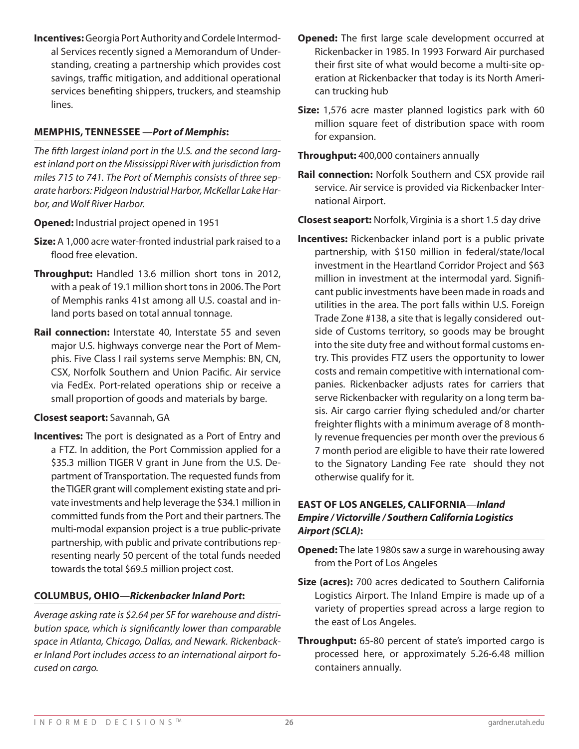**Incentives:** Georgia Port Authority and Cordele Intermodal Services recently signed a Memorandum of Understanding, creating a partnership which provides cost savings, traffic mitigation, and additional operational services benefiting shippers, truckers, and steamship lines.

### MEMPHIS, TENNESSEE —*Port of Memphis*:

*The fifth largest inland port in the U.S. and the second largest inland port on the Mississippi River with jurisdiction from miles 715 to 741. The Port of Memphis consists of three separate harbors: Pidgeon Industrial Harbor, McKellar Lake Harbor, and Wolf River Harbor.*

**Opened:** Industrial project opened in 1951

**Size:** A 1,000 acre water-fronted industrial park raised to a flood free elevation.

**Throughput:** Handled 13.6 million short tons in 2012, with a peak of 19.1 million short tons in 2006. The Port of Memphis ranks 41st among all U.S. coastal and inland ports based on total annual tonnage.

**Rail connection:** Interstate 40, Interstate 55 and seven major U.S. highways converge near the Port of Memphis. Five Class I rail systems serve Memphis: BN, CN, CSX, Norfolk Southern and Union Pacific. Air service via FedEx. Port-related operations ship or receive a small proportion of goods and materials by barge.

**Closest seaport:** Savannah, GA

**Incentives:** The port is designated as a Port of Entry and a FTZ. In addition, the Port Commission applied for a $35.3 million TIGER V grant in June from the U.S. Department of Transportation. The requested funds from the TIGER grant will complement existing state and private investments and help leverage the $34.1 million in committed funds from the Port and their partners. The multi-modal expansion project is a true public-private partnership, with public and private contributions representing nearly 50 percent of the total funds needed towards the total $69.5 million project cost.

### COLUMBUS, OHIO—*Rickenbacker Inland Port*:

*Average asking rate is $2.64 per SF for warehouse and distribution space, which is significantly lower than comparable space in Atlanta, Chicago, Dallas, and Newark. Rickenbacker Inland Port includes access to an international airport focused on cargo.*

**Opened:** The first large scale development occurred at Rickenbacker in 1985. In 1993 Forward Air purchased their first site of what would become a multi-site operation at Rickenbacker that today is its North American trucking hub

**Size:** 1,576 acre master planned logistics park with 60 million square feet of distribution space with room for expansion.

**Throughput:** 400,000 containers annually

**Rail connection:** Norfolk Southern and CSX provide rail service. Air service is provided via Rickenbacker International Airport.

**Closest seaport:** Norfolk, Virginia is a short 1.5 day drive

**Incentives:** Rickenbacker inland port is a public private partnership, with $150 million in federal/state/local investment in the Heartland Corridor Project and $63 million in investment at the intermodal yard. Significant public investments have been made in roads and utilities in the area. The port falls within U.S. Foreign Trade Zone #138, a site that is legally considered outside of Customs territory, so goods may be brought into the site duty free and without formal customs entry. This provides FTZ users the opportunity to lower costs and remain competitive with international companies. Rickenbacker adjusts rates for carriers that serve Rickenbacker with regularity on a long term basis. Air cargo carrier flying scheduled and/or charter freighter flights with a minimum average of 8 monthly revenue frequencies per month over the previous 6 7 month period are eligible to have their rate lowered to the Signatory Landing Fee rate should they not otherwise qualify for it.

### EAST OF LOS ANGELES, CALIFORNIA—*Inland Empire / Victorville / Southern California Logistics Airport (SCLA)*:

**Opened:** The late 1980s saw a surge in warehousing away from the Port of Los Angeles

**Size (acres):** 700 acres dedicated to Southern California Logistics Airport. The Inland Empire is made up of a variety of properties spread across a large region to the east of Los Angeles.

**Throughput:** 65-80 percent of state's imported cargo is processed here, or approximately 5.26-6.48 million containers annually.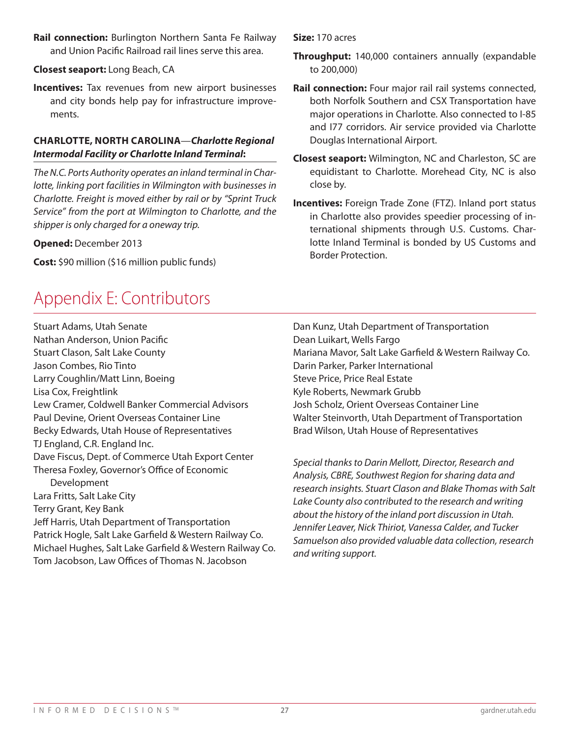**Rail connection:** Burlington Northern Santa Fe Railway and Union Pacific Railroad rail lines serve this area.

**Closest seaport:** Long Beach, CA

**Incentives:** Tax revenues from new airport businesses and city bonds help pay for infrastructure improvements.

**CHARLOTTE, NORTH CAROLINA**—***Charlotte Regional Intermodal Facility or Charlotte Inland Terminal*****:**

*The N.C. Ports Authority operates an inland terminal in Charlotte, linking port facilities in Wilmington with businesses in Charlotte. Freight is moved either by rail or by "Sprint Truck Service" from the port at Wilmington to Charlotte, and the shipper is only charged for a oneway trip.*

**Opened:** December 2013

**Cost:** $90 million ($16 million public funds)

**Size:** 170 acres

**Throughput:** 140,000 containers annually (expandable to 200,000)

**Rail connection:** Four major rail rail systems connected, both Norfolk Southern and CSX Transportation have major operations in Charlotte. Also connected to I-85 and I77 corridors. Air service provided via Charlotte Douglas International Airport.

**Closest seaport:** Wilmington, NC and Charleston, SC are equidistant to Charlotte. Morehead City, NC is also close by.

**Incentives:** Foreign Trade Zone (FTZ). Inland port status in Charlotte also provides speedier processing of international shipments through U.S. Customs. Charlotte Inland Terminal is bonded by US Customs and Border Protection.

# Appendix E: Contributors

Stuart Adams, Utah Senate
Nathan Anderson, Union Pacific
Stuart Clason, Salt Lake County
Jason Combes, Rio Tinto
Larry Coughlin/Matt Linn, Boeing
Lisa Cox, Freightlink
Lew Cramer, Coldwell Banker Commercial Advisors
Paul Devine, Orient Overseas Container Line
Becky Edwards, Utah House of Representatives
TJ England, C.R. England Inc.
Dave Fiscus, Dept. of Commerce Utah Export Center
Theresa Foxley, Governor's Office of Economic Development
Lara Fritts, Salt Lake City
Terry Grant, Key Bank
Jeff Harris, Utah Department of Transportation
Patrick Hogle, Salt Lake Garfield & Western Railway Co.
Michael Hughes, Salt Lake Garfield & Western Railway Co.
Tom Jacobson, Law Offices of Thomas N. Jacobson
Dan Kunz, Utah Department of Transportation
Dean Luikart, Wells Fargo
Mariana Mavor, Salt Lake Garfield & Western Railway Co.
Darin Parker, Parker International
Steve Price, Price Real Estate
Kyle Roberts, Newmark Grubb
Josh Scholz, Orient Overseas Container Line
Walter Steinvorth, Utah Department of Transportation
Brad Wilson, Utah House of Representatives

*Special thanks to Darin Mellott, Director, Research and Analysis, CBRE, Southwest Region for sharing data and research insights. Stuart Clason and Blake Thomas with Salt Lake County also contributed to the research and writing about the history of the inland port discussion in Utah. Jennifer Leaver, Nick Thiriot, Vanessa Calder, and Tucker Samuelson also provided valuable data collection, research and writing support.*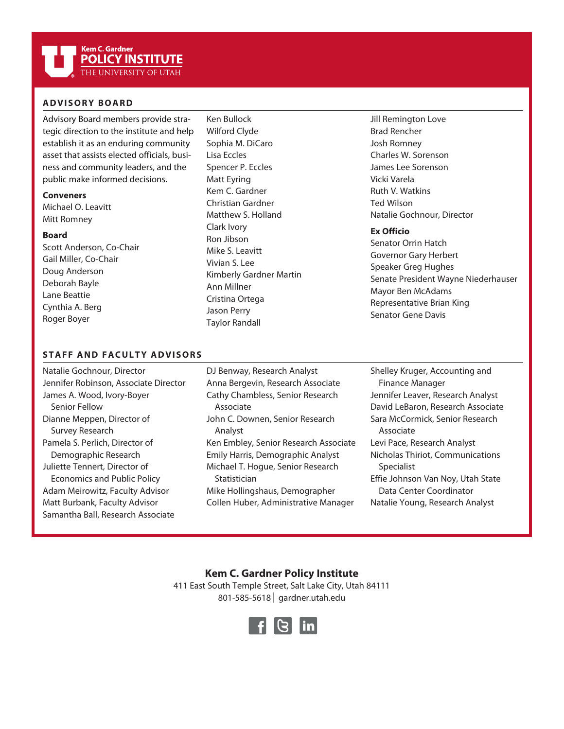Kem C. Gardner
POLICY INSTITUTE
THE UNIVERSITY OF UTAH

## ADVISORY BOARD

Advisory Board members provide strategic direction to the institute and help establish it as an enduring community asset that assists elected officials, business and community leaders, and the public make informed decisions.

**Conveners**

Michael O. Leavitt
Mitt Romney

**Board**

Scott Anderson, Co-Chair
Gail Miller, Co-Chair
Doug Anderson
Deborah Bayle
Lane Beattie
Cynthia A. Berg
Roger Boyer
Ken Bullock
Wilford Clyde
Sophia M. DiCaro
Lisa Eccles
Spencer P. Eccles
Matt Eyring
Kem C. Gardner
Christian Gardner
Matthew S. Holland
Clark Ivory
Ron Jibson
Mike S. Leavitt
Vivian S. Lee
Kimberly Gardner Martin
Ann Millner
Cristina Ortega
Jason Perry
Taylor Randall
Jill Remington Love
Brad Rencher
Josh Romney
Charles W. Sorenson
James Lee Sorenson
Vicki Varela
Ruth V. Watkins
Ted Wilson
Natalie Gochnour, Director

**Ex Officio**

Senator Orrin Hatch
Governor Gary Herbert
Speaker Greg Hughes
Senate President Wayne Niederhauser
Mayor Ben McAdams
Representative Brian King
Senator Gene Davis

## STAFF AND FACULTY ADVISORS

Natalie Gochnour, Director
Jennifer Robinson, Associate Director
James A. Wood, Ivory-Boyer Senior Fellow
Dianne Meppen, Director of Survey Research
Pamela S. Perlich, Director of Demographic Research
Juliette Tennert, Director of Economics and Public Policy
Adam Meirowitz, Faculty Advisor
Matt Burbank, Faculty Advisor
Samantha Ball, Research Associate
DJ Benway, Research Analyst
Anna Bergevin, Research Associate
Cathy Chambless, Senior Research Associate
John C. Downen, Senior Research Analyst
Ken Embley, Senior Research Associate
Emily Harris, Demographic Analyst
Michael T. Hogue, Senior Research Statistician
Mike Hollingshaus, Demographer
Collen Huber, Administrative Manager
Shelley Kruger, Accounting and Finance Manager
Jennifer Leaver, Research Analyst
David LeBaron, Research Associate
Sara McCormick, Senior Research Associate
Levi Pace, Research Analyst
Nicholas Thiriot, Communications Specialist
Effie Johnson Van Noy, Utah State Data Center Coordinator
Natalie Young, Research Analyst

**Kem C. Gardner Policy Institute**
411 East South Temple Street, Salt Lake City, Utah 84111
801-585-5618 | gardner.utah.edu